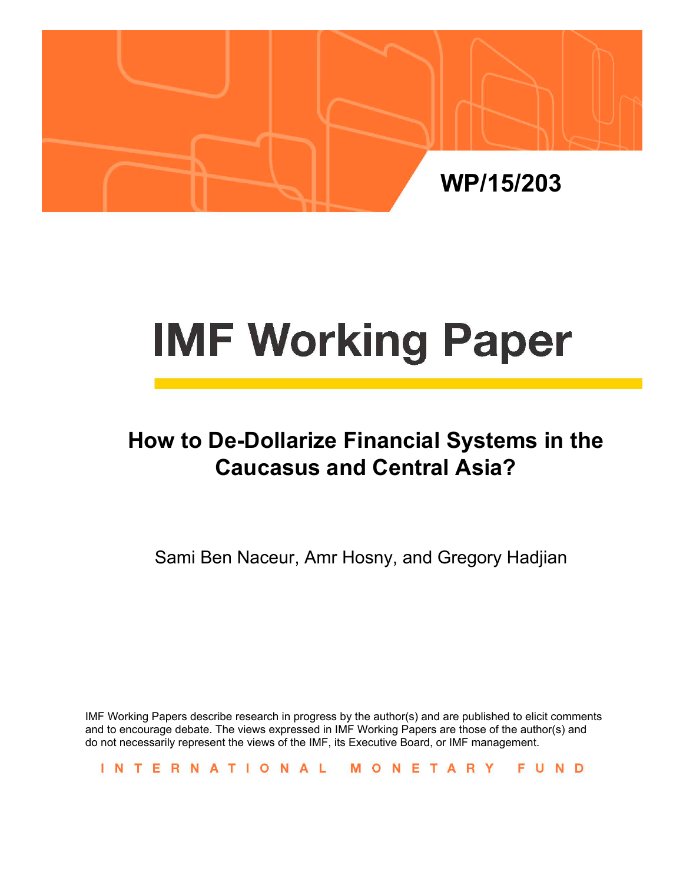WP/15/203

# IMF Working Paper

## How to De-Dollarize Financial Systems in the Caucasus and Central Asia?

Sami Ben Naceur, Amr Hosny, and Gregory Hadjian

IMF Working Papers describe research in progress by the author(s) and are published to elicit comments and to encourage debate. The views expressed in IMF Working Papers are those of the author(s) and do not necessarily represent the views of the IMF, its Executive Board, or IMF management.

INTERNATIONAL MONETARY FUND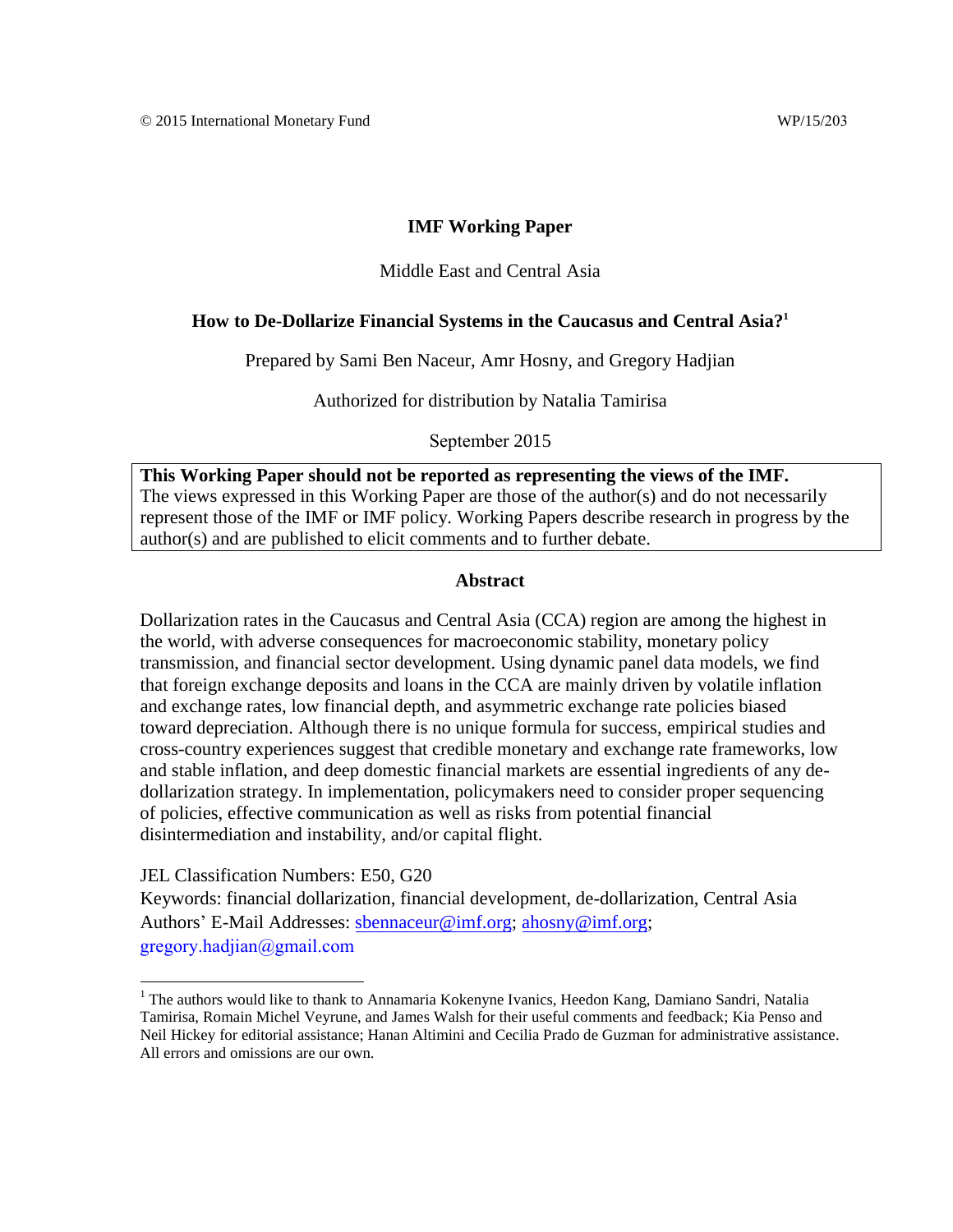© 2015 International Monetary Fund WP/15/203

# IMF Working Paper

Middle East and Central Asia

## How to De-Dollarize Financial Systems in the Caucasus and Central Asia?[1]

Prepared by Sami Ben Naceur, Amr Hosny, and Gregory Hadjian

Authorized for distribution by Natalia Tamirisa

September 2015

**This Working Paper should not be reported as representing the views of the IMF.**
The views expressed in this Working Paper are those of the author(s) and do not necessarily represent those of the IMF or IMF policy. Working Papers describe research in progress by the author(s) and are published to elicit comments and to further debate.

### Abstract

Dollarization rates in the Caucasus and Central Asia (CCA) region are among the highest in the world, with adverse consequences for macroeconomic stability, monetary policy transmission, and financial sector development. Using dynamic panel data models, we find that foreign exchange deposits and loans in the CCA are mainly driven by volatile inflation and exchange rates, low financial depth, and asymmetric exchange rate policies biased toward depreciation. Although there is no unique formula for success, empirical studies and cross-country experiences suggest that credible monetary and exchange rate frameworks, low and stable inflation, and deep domestic financial markets are essential ingredients of any de-dollarization strategy. In implementation, policymakers need to consider proper sequencing of policies, effective communication as well as risks from potential financial disintermediation and instability, and/or capital flight.

JEL Classification Numbers: E50, G20

Keywords: financial dollarization, financial development, de-dollarization, Central Asia

Authors' E-Mail Addresses: sbennaceur@imf.org; ahosny@imf.org; gregory.hadjian@gmail.com

[1] The authors would like to thank to Annamaria Kokenyne Ivanics, Heedon Kang, Damiano Sandri, Natalia Tamirisa, Romain Michel Veyrune, and James Walsh for their useful comments and feedback; Kia Penso and Neil Hickey for editorial assistance; Hanan Altimini and Cecilia Prado de Guzman for administrative assistance. All errors and omissions are our own.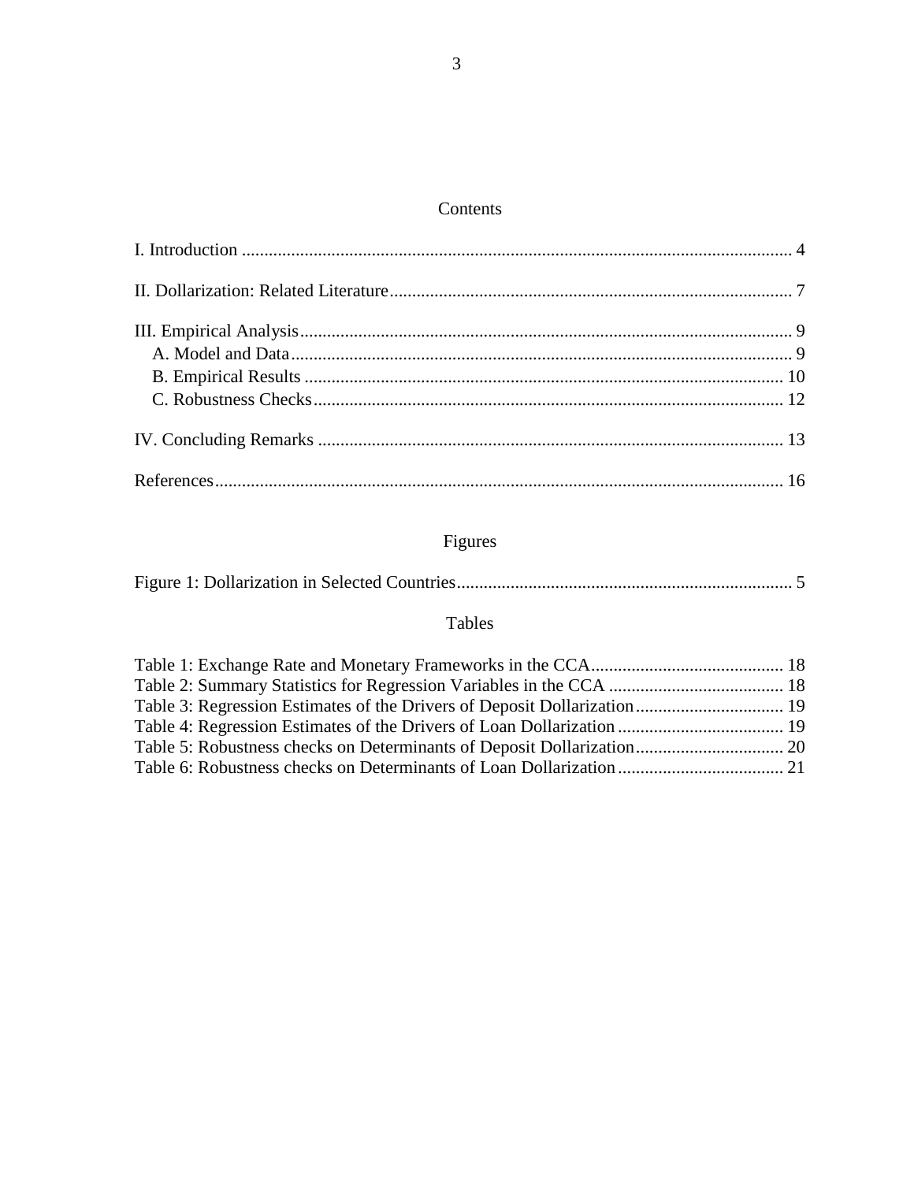## Contents

I. Introduction .......................................................................................................................... 4

II. Dollarization: Related Literature.......................................................................................... 7

III. Empirical Analysis............................................................................................................. 9
  A. Model and Data............................................................................................................... 9
  B. Empirical Results .......................................................................................................... 10
  C. Robustness Checks......................................................................................................... 12

IV. Concluding Remarks ....................................................................................................... 13

References............................................................................................................................... 16

## Figures

Figure 1: Dollarization in Selected Countries........................................................................... 5

## Tables

Table 1: Exchange Rate and Monetary Frameworks in the CCA........................................... 18
Table 2: Summary Statistics for Regression Variables in the CCA ....................................... 18
Table 3: Regression Estimates of the Drivers of Deposit Dollarization................................. 19
Table 4: Regression Estimates of the Drivers of Loan Dollarization ..................................... 19
Table 5: Robustness checks on Determinants of Deposit Dollarization................................. 20
Table 6: Robustness checks on Determinants of Loan Dollarization ..................................... 21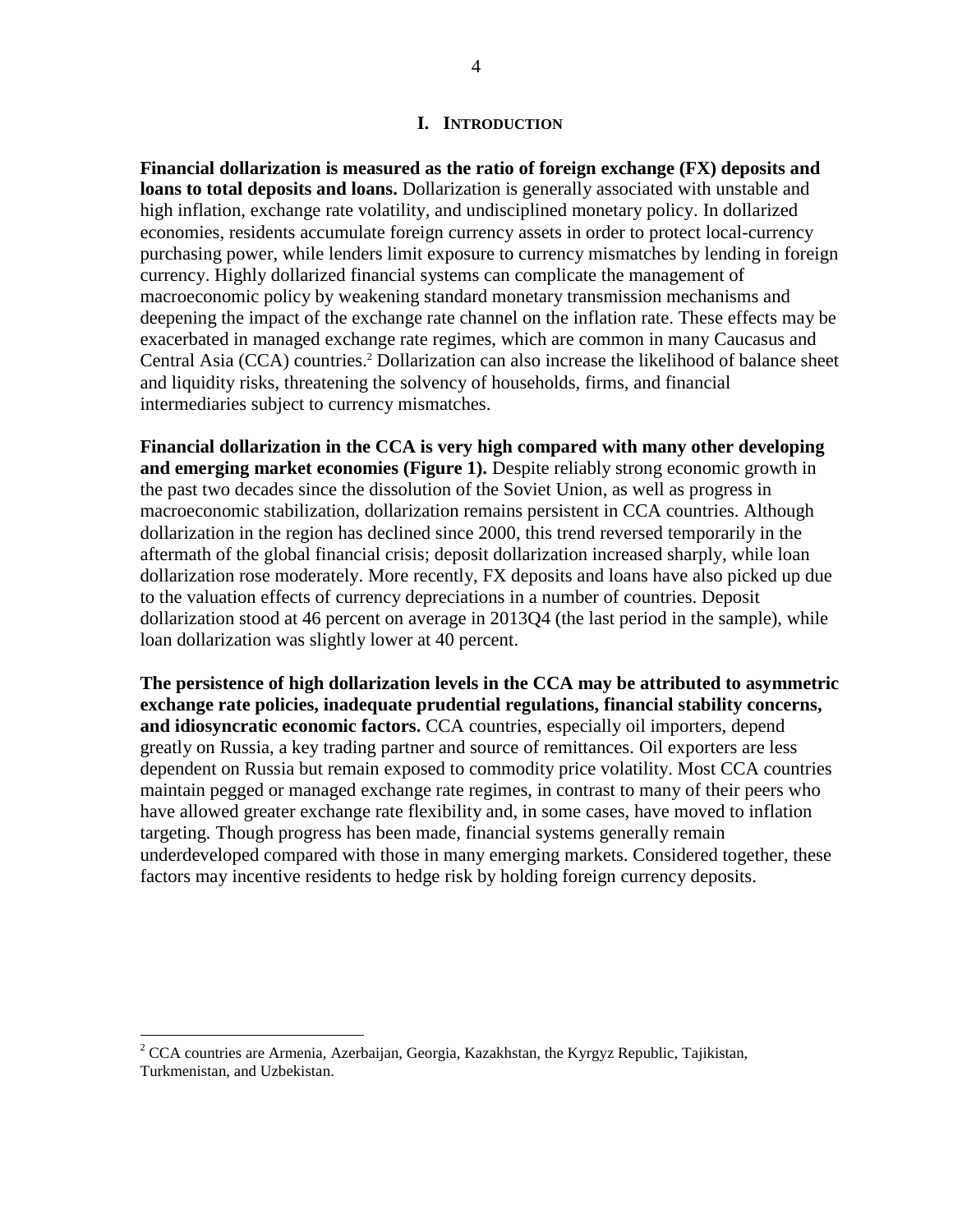# I. INTRODUCTION

**Financial dollarization is measured as the ratio of foreign exchange (FX) deposits and loans to total deposits and loans.** Dollarization is generally associated with unstable and high inflation, exchange rate volatility, and undisciplined monetary policy. In dollarized economies, residents accumulate foreign currency assets in order to protect local-currency purchasing power, while lenders limit exposure to currency mismatches by lending in foreign currency. Highly dollarized financial systems can complicate the management of macroeconomic policy by weakening standard monetary transmission mechanisms and deepening the impact of the exchange rate channel on the inflation rate. These effects may be exacerbated in managed exchange rate regimes, which are common in many Caucasus and Central Asia (CCA) countries.[2] Dollarization can also increase the likelihood of balance sheet and liquidity risks, threatening the solvency of households, firms, and financial intermediaries subject to currency mismatches.

**Financial dollarization in the CCA is very high compared with many other developing and emerging market economies (Figure 1).** Despite reliably strong economic growth in the past two decades since the dissolution of the Soviet Union, as well as progress in macroeconomic stabilization, dollarization remains persistent in CCA countries. Although dollarization in the region has declined since 2000, this trend reversed temporarily in the aftermath of the global financial crisis; deposit dollarization increased sharply, while loan dollarization rose moderately. More recently, FX deposits and loans have also picked up due to the valuation effects of currency depreciations in a number of countries. Deposit dollarization stood at 46 percent on average in 2013Q4 (the last period in the sample), while loan dollarization was slightly lower at 40 percent.

**The persistence of high dollarization levels in the CCA may be attributed to asymmetric exchange rate policies, inadequate prudential regulations, financial stability concerns, and idiosyncratic economic factors.** CCA countries, especially oil importers, depend greatly on Russia, a key trading partner and source of remittances. Oil exporters are less dependent on Russia but remain exposed to commodity price volatility. Most CCA countries maintain pegged or managed exchange rate regimes, in contrast to many of their peers who have allowed greater exchange rate flexibility and, in some cases, have moved to inflation targeting. Though progress has been made, financial systems generally remain underdeveloped compared with those in many emerging markets. Considered together, these factors may incentive residents to hedge risk by holding foreign currency deposits.

---

[2] CCA countries are Armenia, Azerbaijan, Georgia, Kazakhstan, the Kyrgyz Republic, Tajikistan, Turkmenistan, and Uzbekistan.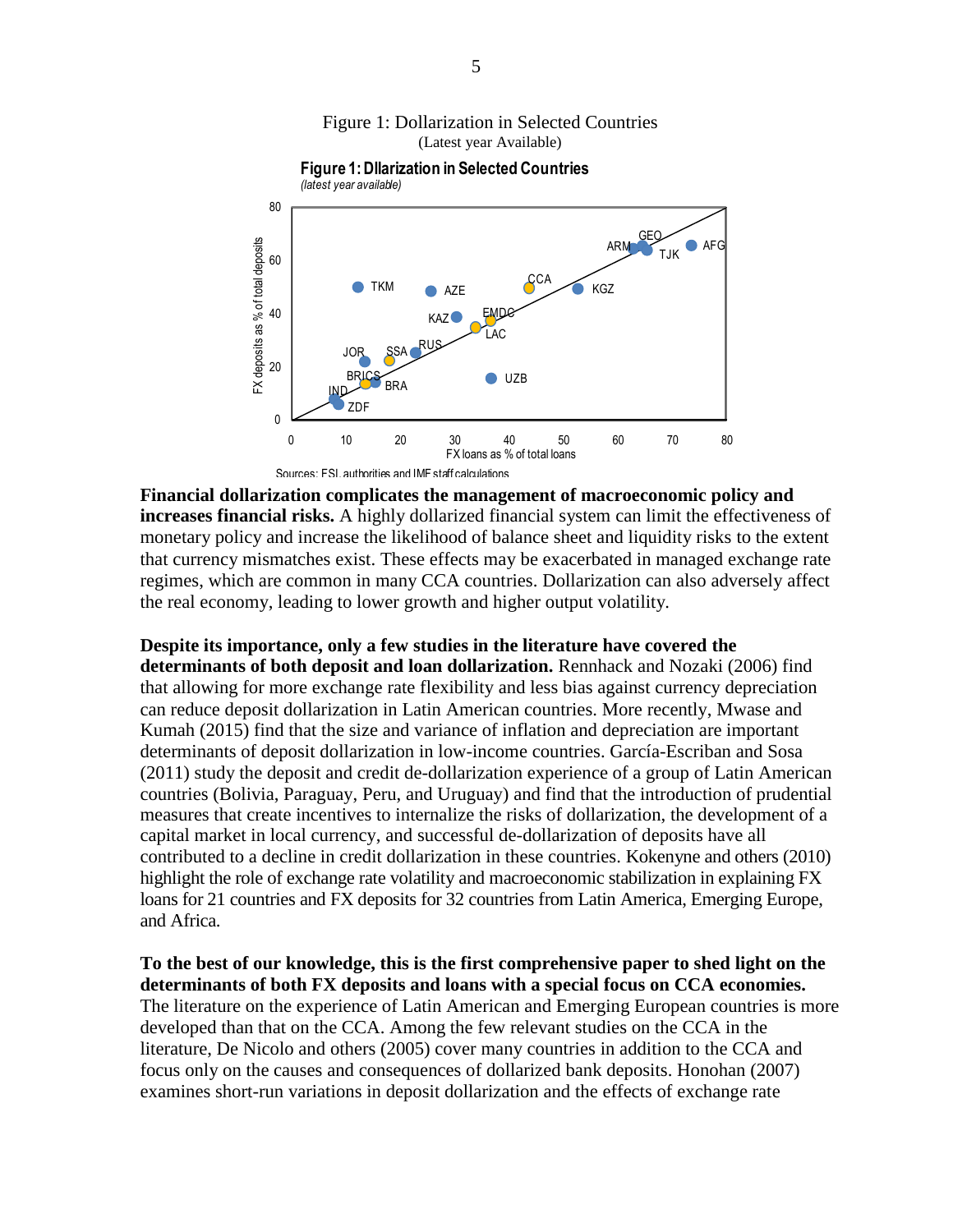Figure 1: Dollarization in Selected Countries
(Latest year Available)

Sources: FSI, authorities and IMF staff calculations.

**Financial dollarization complicates the management of macroeconomic policy and increases financial risks.** A highly dollarized financial system can limit the effectiveness of monetary policy and increase the likelihood of balance sheet and liquidity risks to the extent that currency mismatches exist. These effects may be exacerbated in managed exchange rate regimes, which are common in many CCA countries. Dollarization can also adversely affect the real economy, leading to lower growth and higher output volatility.

**Despite its importance, only a few studies in the literature have covered the determinants of both deposit and loan dollarization.** Rennhack and Nozaki (2006) find that allowing for more exchange rate flexibility and less bias against currency depreciation can reduce deposit dollarization in Latin American countries. More recently, Mwase and Kumah (2015) find that the size and variance of inflation and depreciation are important determinants of deposit dollarization in low-income countries. García-Escriban and Sosa (2011) study the deposit and credit de-dollarization experience of a group of Latin American countries (Bolivia, Paraguay, Peru, and Uruguay) and find that the introduction of prudential measures that create incentives to internalize the risks of dollarization, the development of a capital market in local currency, and successful de-dollarization of deposits have all contributed to a decline in credit dollarization in these countries. Kokenyne and others (2010) highlight the role of exchange rate volatility and macroeconomic stabilization in explaining FX loans for 21 countries and FX deposits for 32 countries from Latin America, Emerging Europe, and Africa.

**To the best of our knowledge, this is the first comprehensive paper to shed light on the determinants of both FX deposits and loans with a special focus on CCA economies.** The literature on the experience of Latin American and Emerging European countries is more developed than that on the CCA. Among the few relevant studies on the CCA in the literature, De Nicolo and others (2005) cover many countries in addition to the CCA and focus only on the causes and consequences of dollarized bank deposits. Honohan (2007) examines short-run variations in deposit dollarization and the effects of exchange rate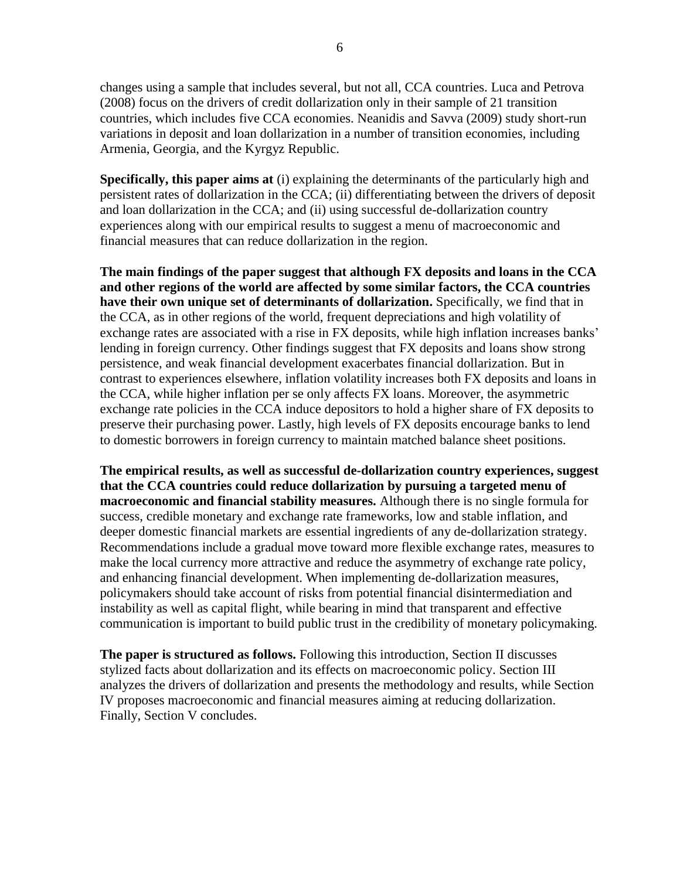changes using a sample that includes several, but not all, CCA countries. Luca and Petrova (2008) focus on the drivers of credit dollarization only in their sample of 21 transition countries, which includes five CCA economies. Neanidis and Savva (2009) study short-run variations in deposit and loan dollarization in a number of transition economies, including Armenia, Georgia, and the Kyrgyz Republic.

**Specifically, this paper aims at** (i) explaining the determinants of the particularly high and persistent rates of dollarization in the CCA; (ii) differentiating between the drivers of deposit and loan dollarization in the CCA; and (ii) using successful de-dollarization country experiences along with our empirical results to suggest a menu of macroeconomic and financial measures that can reduce dollarization in the region.

**The main findings of the paper suggest that although FX deposits and loans in the CCA and other regions of the world are affected by some similar factors, the CCA countries have their own unique set of determinants of dollarization.** Specifically, we find that in the CCA, as in other regions of the world, frequent depreciations and high volatility of exchange rates are associated with a rise in FX deposits, while high inflation increases banks' lending in foreign currency. Other findings suggest that FX deposits and loans show strong persistence, and weak financial development exacerbates financial dollarization. But in contrast to experiences elsewhere, inflation volatility increases both FX deposits and loans in the CCA, while higher inflation per se only affects FX loans. Moreover, the asymmetric exchange rate policies in the CCA induce depositors to hold a higher share of FX deposits to preserve their purchasing power. Lastly, high levels of FX deposits encourage banks to lend to domestic borrowers in foreign currency to maintain matched balance sheet positions.

**The empirical results, as well as successful de-dollarization country experiences, suggest that the CCA countries could reduce dollarization by pursuing a targeted menu of macroeconomic and financial stability measures.** Although there is no single formula for success, credible monetary and exchange rate frameworks, low and stable inflation, and deeper domestic financial markets are essential ingredients of any de-dollarization strategy. Recommendations include a gradual move toward more flexible exchange rates, measures to make the local currency more attractive and reduce the asymmetry of exchange rate policy, and enhancing financial development. When implementing de-dollarization measures, policymakers should take account of risks from potential financial disintermediation and instability as well as capital flight, while bearing in mind that transparent and effective communication is important to build public trust in the credibility of monetary policymaking.

**The paper is structured as follows.** Following this introduction, Section II discusses stylized facts about dollarization and its effects on macroeconomic policy. Section III analyzes the drivers of dollarization and presents the methodology and results, while Section IV proposes macroeconomic and financial measures aiming at reducing dollarization. Finally, Section V concludes.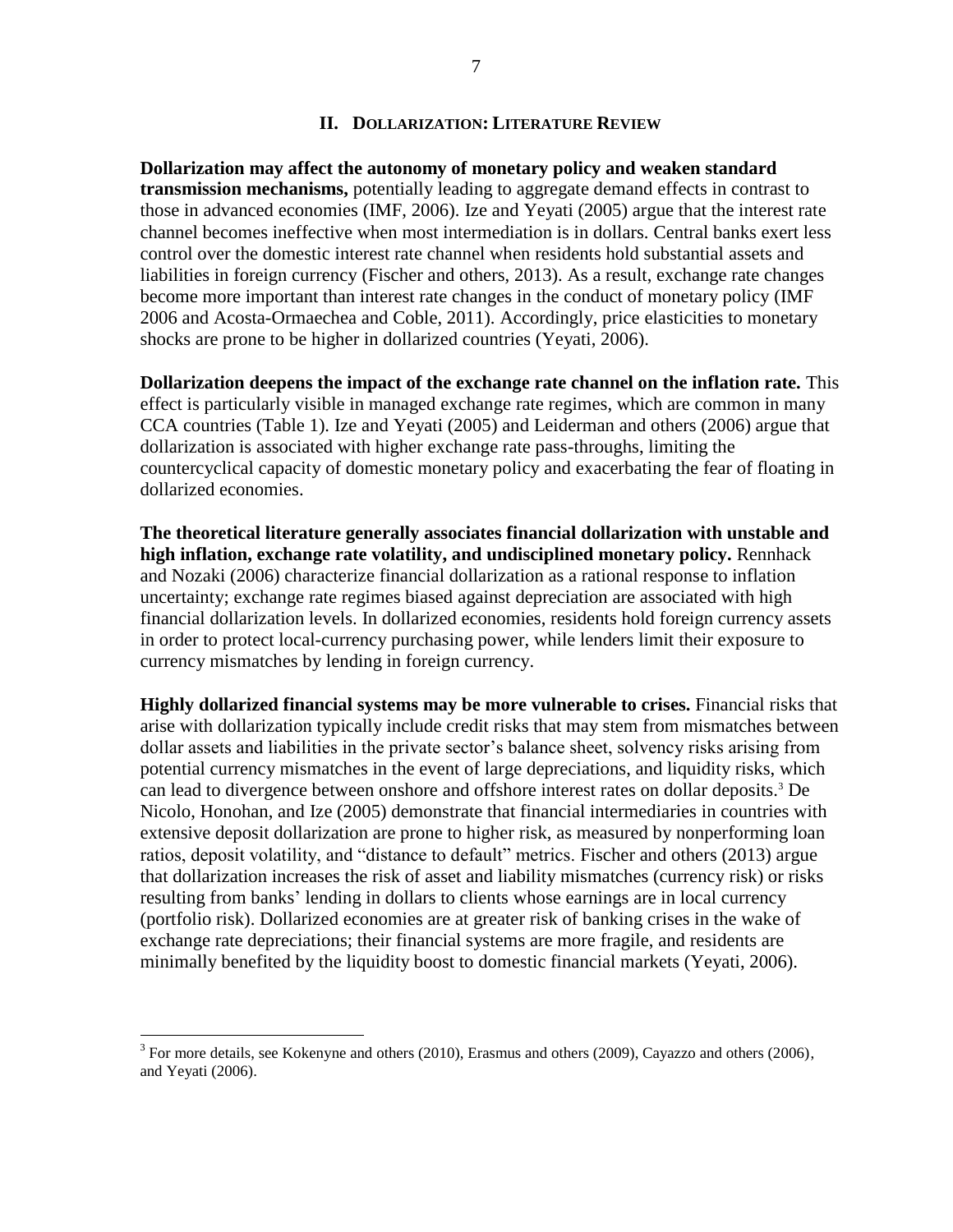## II. Dollarization: Literature Review

**Dollarization may affect the autonomy of monetary policy and weaken standard transmission mechanisms,** potentially leading to aggregate demand effects in contrast to those in advanced economies (IMF, 2006). Ize and Yeyati (2005) argue that the interest rate channel becomes ineffective when most intermediation is in dollars. Central banks exert less control over the domestic interest rate channel when residents hold substantial assets and liabilities in foreign currency (Fischer and others, 2013). As a result, exchange rate changes become more important than interest rate changes in the conduct of monetary policy (IMF 2006 and Acosta-Ormaechea and Coble, 2011). Accordingly, price elasticities to monetary shocks are prone to be higher in dollarized countries (Yeyati, 2006).

**Dollarization deepens the impact of the exchange rate channel on the inflation rate.** This effect is particularly visible in managed exchange rate regimes, which are common in many CCA countries (Table 1). Ize and Yeyati (2005) and Leiderman and others (2006) argue that dollarization is associated with higher exchange rate pass-throughs, limiting the countercyclical capacity of domestic monetary policy and exacerbating the fear of floating in dollarized economies.

**The theoretical literature generally associates financial dollarization with unstable and high inflation, exchange rate volatility, and undisciplined monetary policy.** Rennhack and Nozaki (2006) characterize financial dollarization as a rational response to inflation uncertainty; exchange rate regimes biased against depreciation are associated with high financial dollarization levels. In dollarized economies, residents hold foreign currency assets in order to protect local-currency purchasing power, while lenders limit their exposure to currency mismatches by lending in foreign currency.

**Highly dollarized financial systems may be more vulnerable to crises.** Financial risks that arise with dollarization typically include credit risks that may stem from mismatches between dollar assets and liabilities in the private sector's balance sheet, solvency risks arising from potential currency mismatches in the event of large depreciations, and liquidity risks, which can lead to divergence between onshore and offshore interest rates on dollar deposits.[3] De Nicolo, Honohan, and Ize (2005) demonstrate that financial intermediaries in countries with extensive deposit dollarization are prone to higher risk, as measured by nonperforming loan ratios, deposit volatility, and "distance to default" metrics. Fischer and others (2013) argue that dollarization increases the risk of asset and liability mismatches (currency risk) or risks resulting from banks' lending in dollars to clients whose earnings are in local currency (portfolio risk). Dollarized economies are at greater risk of banking crises in the wake of exchange rate depreciations; their financial systems are more fragile, and residents are minimally benefited by the liquidity boost to domestic financial markets (Yeyati, 2006).

---

[3] For more details, see Kokenyne and others (2010), Erasmus and others (2009), Cayazzo and others (2006), and Yeyati (2006).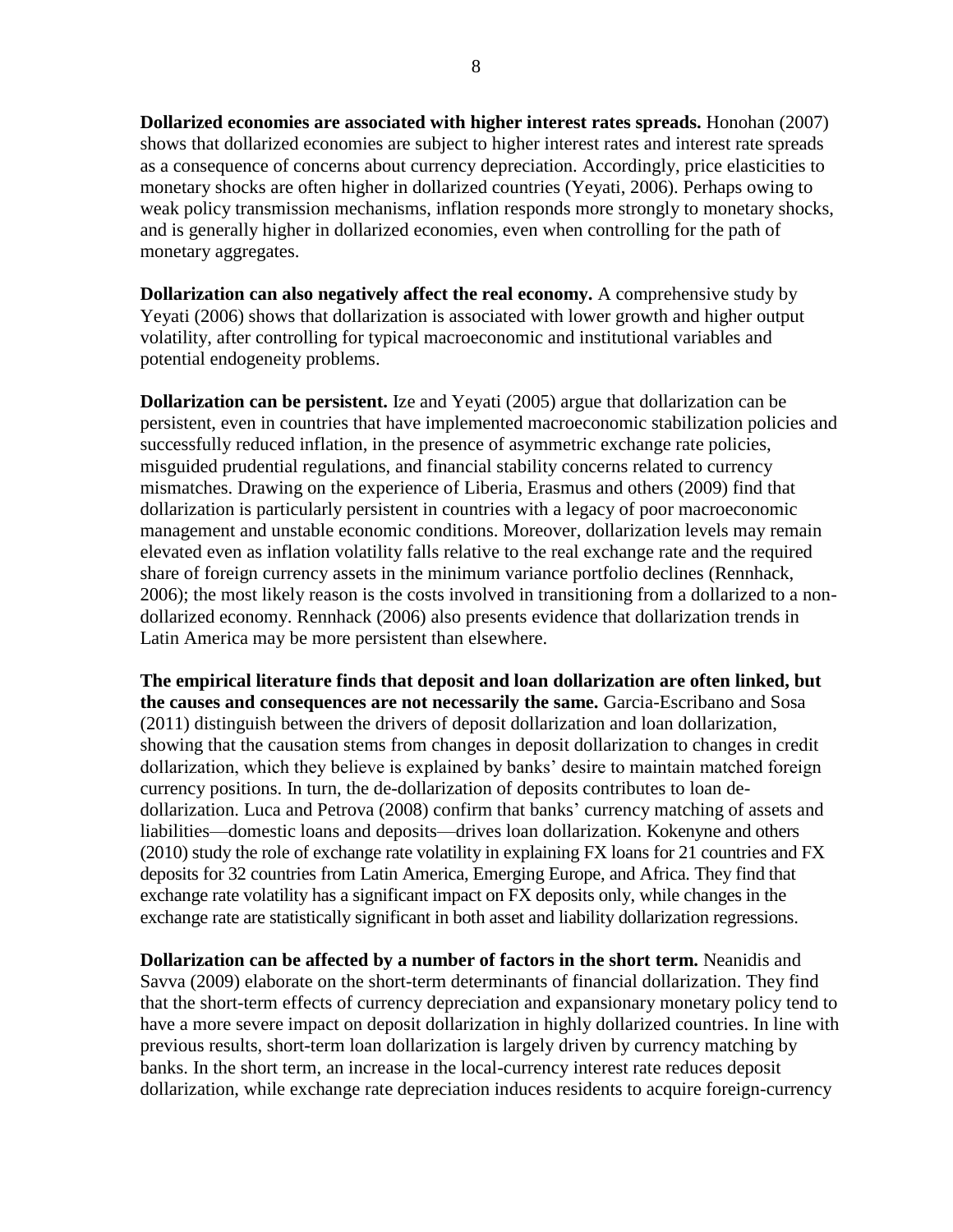**Dollarized economies are associated with higher interest rates spreads.** Honohan (2007) shows that dollarized economies are subject to higher interest rates and interest rate spreads as a consequence of concerns about currency depreciation. Accordingly, price elasticities to monetary shocks are often higher in dollarized countries (Yeyati, 2006). Perhaps owing to weak policy transmission mechanisms, inflation responds more strongly to monetary shocks, and is generally higher in dollarized economies, even when controlling for the path of monetary aggregates.

**Dollarization can also negatively affect the real economy.** A comprehensive study by Yeyati (2006) shows that dollarization is associated with lower growth and higher output volatility, after controlling for typical macroeconomic and institutional variables and potential endogeneity problems.

**Dollarization can be persistent.** Ize and Yeyati (2005) argue that dollarization can be persistent, even in countries that have implemented macroeconomic stabilization policies and successfully reduced inflation, in the presence of asymmetric exchange rate policies, misguided prudential regulations, and financial stability concerns related to currency mismatches. Drawing on the experience of Liberia, Erasmus and others (2009) find that dollarization is particularly persistent in countries with a legacy of poor macroeconomic management and unstable economic conditions. Moreover, dollarization levels may remain elevated even as inflation volatility falls relative to the real exchange rate and the required share of foreign currency assets in the minimum variance portfolio declines (Rennhack, 2006); the most likely reason is the costs involved in transitioning from a dollarized to a non-dollarized economy. Rennhack (2006) also presents evidence that dollarization trends in Latin America may be more persistent than elsewhere.

**The empirical literature finds that deposit and loan dollarization are often linked, but the causes and consequences are not necessarily the same.** Garcia-Escribano and Sosa (2011) distinguish between the drivers of deposit dollarization and loan dollarization, showing that the causation stems from changes in deposit dollarization to changes in credit dollarization, which they believe is explained by banks' desire to maintain matched foreign currency positions. In turn, the de-dollarization of deposits contributes to loan de-dollarization. Luca and Petrova (2008) confirm that banks' currency matching of assets and liabilities—domestic loans and deposits—drives loan dollarization. Kokenyne and others (2010) study the role of exchange rate volatility in explaining FX loans for 21 countries and FX deposits for 32 countries from Latin America, Emerging Europe, and Africa. They find that exchange rate volatility has a significant impact on FX deposits only, while changes in the exchange rate are statistically significant in both asset and liability dollarization regressions.

**Dollarization can be affected by a number of factors in the short term.** Neanidis and Savva (2009) elaborate on the short-term determinants of financial dollarization. They find that the short-term effects of currency depreciation and expansionary monetary policy tend to have a more severe impact on deposit dollarization in highly dollarized countries. In line with previous results, short-term loan dollarization is largely driven by currency matching by banks. In the short term, an increase in the local-currency interest rate reduces deposit dollarization, while exchange rate depreciation induces residents to acquire foreign-currency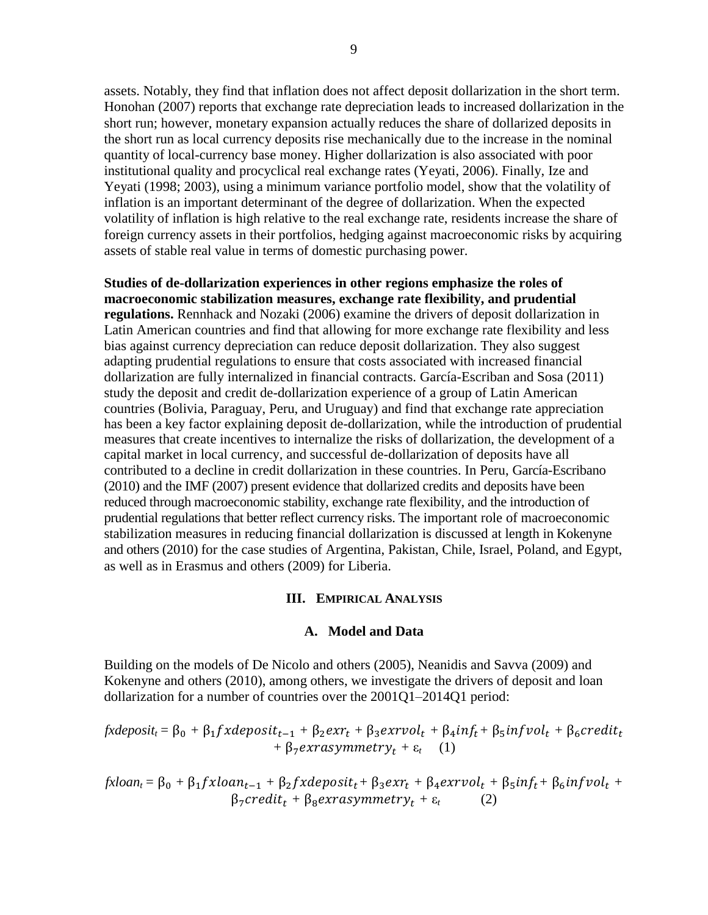assets. Notably, they find that inflation does not affect deposit dollarization in the short term. Honohan (2007) reports that exchange rate depreciation leads to increased dollarization in the short run; however, monetary expansion actually reduces the share of dollarized deposits in the short run as local currency deposits rise mechanically due to the increase in the nominal quantity of local-currency base money. Higher dollarization is also associated with poor institutional quality and procyclical real exchange rates (Yeyati, 2006). Finally, Ize and Yeyati (1998; 2003), using a minimum variance portfolio model, show that the volatility of inflation is an important determinant of the degree of dollarization. When the expected volatility of inflation is high relative to the real exchange rate, residents increase the share of foreign currency assets in their portfolios, hedging against macroeconomic risks by acquiring assets of stable real value in terms of domestic purchasing power.

**Studies of de-dollarization experiences in other regions emphasize the roles of macroeconomic stabilization measures, exchange rate flexibility, and prudential regulations.** Rennhack and Nozaki (2006) examine the drivers of deposit dollarization in Latin American countries and find that allowing for more exchange rate flexibility and less bias against currency depreciation can reduce deposit dollarization. They also suggest adapting prudential regulations to ensure that costs associated with increased financial dollarization are fully internalized in financial contracts. García-Escriban and Sosa (2011) study the deposit and credit de-dollarization experience of a group of Latin American countries (Bolivia, Paraguay, Peru, and Uruguay) and find that exchange rate appreciation has been a key factor explaining deposit de-dollarization, while the introduction of prudential measures that create incentives to internalize the risks of dollarization, the development of a capital market in local currency, and successful de-dollarization of deposits have all contributed to a decline in credit dollarization in these countries. In Peru, García-Escribano (2010) and the IMF (2007) present evidence that dollarized credits and deposits have been reduced through macroeconomic stability, exchange rate flexibility, and the introduction of prudential regulations that better reflect currency risks. The important role of macroeconomic stabilization measures in reducing financial dollarization is discussed at length in Kokenyne and others (2010) for the case studies of Argentina, Pakistan, Chile, Israel, Poland, and Egypt, as well as in Erasmus and others (2009) for Liberia.

## III. Empirical Analysis

### A. Model and Data

Building on the models of De Nicolo and others (2005), Neanidis and Savva (2009) and Kokenyne and others (2010), among others, we investigate the drivers of deposit and loan dollarization for a number of countries over the 2001Q1–2014Q1 period:

$$fxdeposit_t = \beta_0 + \beta_1 fxdeposit_{t-1} + \beta_2 exr_t + \beta_3 exrvol_t + \beta_4 inf_t + \beta_5 infvol_t + \beta_6 credit_t + \beta_7 exrasymmetry_t + \varepsilon_t \quad (1)$$

$$fxloan_t = \beta_0 + \beta_1 fxloan_{t-1} + \beta_2 fxdeposit_t + \beta_3 exr_t + \beta_4 exrvol_t + \beta_5 inf_t + \beta_6 infvol_t + \beta_7 credit_t + \beta_8 exrasymmetry_t + \varepsilon_t \quad (2)$$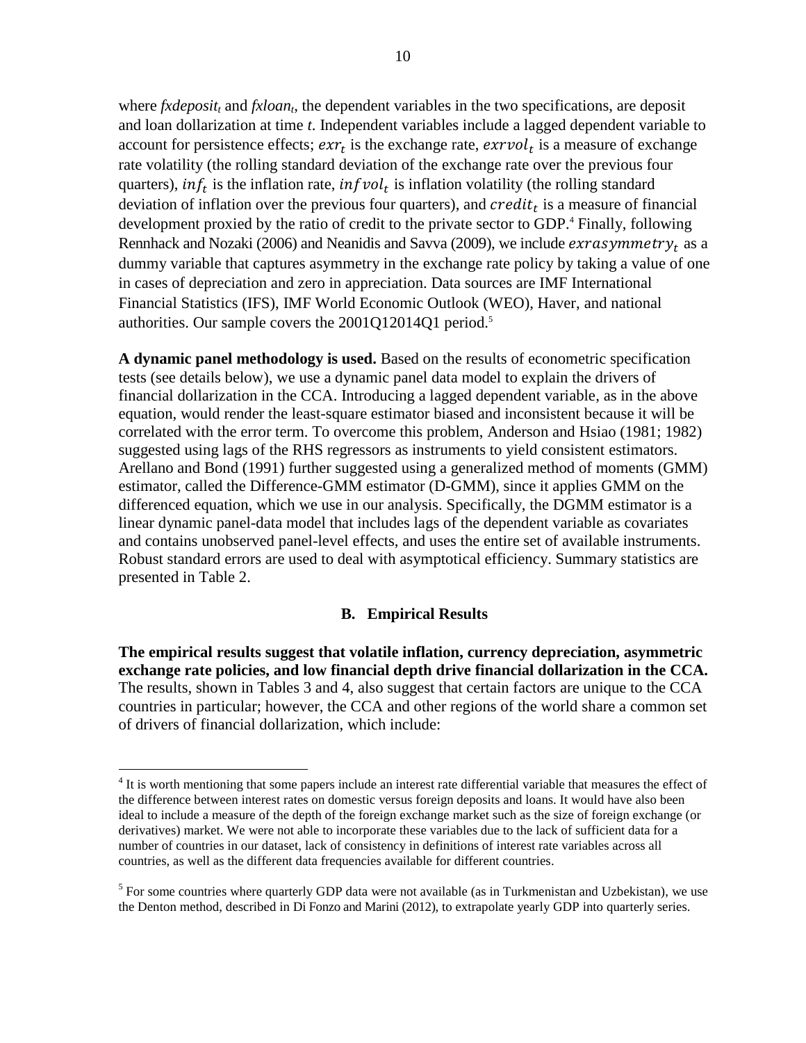where $fxdeposit_t$ and $fxloan_t$, the dependent variables in the two specifications, are deposit and loan dollarization at time *t*. Independent variables include a lagged dependent variable to account for persistence effects; $exr_t$ is the exchange rate, $exrvol_t$ is a measure of exchange rate volatility (the rolling standard deviation of the exchange rate over the previous four quarters), $inf_t$ is the inflation rate, $infvol_t$ is inflation volatility (the rolling standard deviation of inflation over the previous four quarters), and $credit_t$ is a measure of financial development proxied by the ratio of credit to the private sector to GDP.[4] Finally, following Rennhack and Nozaki (2006) and Neanidis and Savva (2009), we include $exrasymmetry_t$ as a dummy variable that captures asymmetry in the exchange rate policy by taking a value of one in cases of depreciation and zero in appreciation. Data sources are IMF International Financial Statistics (IFS), IMF World Economic Outlook (WEO), Haver, and national authorities. Our sample covers the 2001Q12014Q1 period.[5]

**A dynamic panel methodology is used.** Based on the results of econometric specification tests (see details below), we use a dynamic panel data model to explain the drivers of financial dollarization in the CCA. Introducing a lagged dependent variable, as in the above equation, would render the least-square estimator biased and inconsistent because it will be correlated with the error term. To overcome this problem, Anderson and Hsiao (1981; 1982) suggested using lags of the RHS regressors as instruments to yield consistent estimators. Arellano and Bond (1991) further suggested using a generalized method of moments (GMM) estimator, called the Difference-GMM estimator (D-GMM), since it applies GMM on the differenced equation, which we use in our analysis. Specifically, the DGMM estimator is a linear dynamic panel-data model that includes lags of the dependent variable as covariates and contains unobserved panel-level effects, and uses the entire set of available instruments. Robust standard errors are used to deal with asymptotical efficiency. Summary statistics are presented in Table 2.

### B. Empirical Results

**The empirical results suggest that volatile inflation, currency depreciation, asymmetric exchange rate policies, and low financial depth drive financial dollarization in the CCA.** The results, shown in Tables 3 and 4, also suggest that certain factors are unique to the CCA countries in particular; however, the CCA and other regions of the world share a common set of drivers of financial dollarization, which include:

---

[4] It is worth mentioning that some papers include an interest rate differential variable that measures the effect of the difference between interest rates on domestic versus foreign deposits and loans. It would have also been ideal to include a measure of the depth of the foreign exchange market such as the size of foreign exchange (or derivatives) market. We were not able to incorporate these variables due to the lack of sufficient data for a number of countries in our dataset, lack of consistency in definitions of interest rate variables across all countries, as well as the different data frequencies available for different countries.

[5] For some countries where quarterly GDP data were not available (as in Turkmenistan and Uzbekistan), we use the Denton method, described in Di Fonzo and Marini (2012), to extrapolate yearly GDP into quarterly series.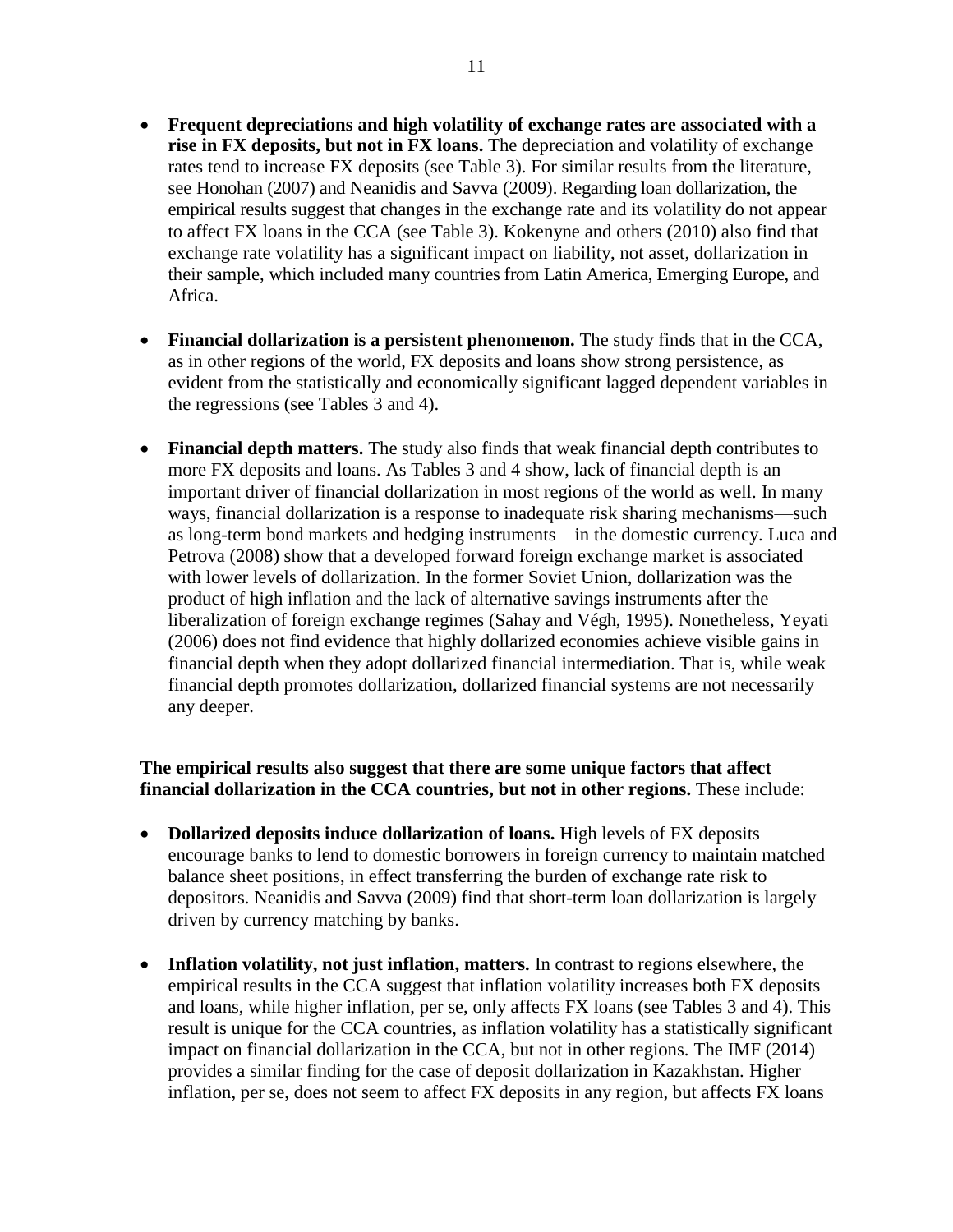- **Frequent depreciations and high volatility of exchange rates are associated with a rise in FX deposits, but not in FX loans.** The depreciation and volatility of exchange rates tend to increase FX deposits (see Table 3). For similar results from the literature, see Honohan (2007) and Neanidis and Savva (2009). Regarding loan dollarization, the empirical results suggest that changes in the exchange rate and its volatility do not appear to affect FX loans in the CCA (see Table 3). Kokenyne and others (2010) also find that exchange rate volatility has a significant impact on liability, not asset, dollarization in their sample, which included many countries from Latin America, Emerging Europe, and Africa.

- **Financial dollarization is a persistent phenomenon.** The study finds that in the CCA, as in other regions of the world, FX deposits and loans show strong persistence, as evident from the statistically and economically significant lagged dependent variables in the regressions (see Tables 3 and 4).

- **Financial depth matters.** The study also finds that weak financial depth contributes to more FX deposits and loans. As Tables 3 and 4 show, lack of financial depth is an important driver of financial dollarization in most regions of the world as well. In many ways, financial dollarization is a response to inadequate risk sharing mechanisms—such as long-term bond markets and hedging instruments—in the domestic currency. Luca and Petrova (2008) show that a developed forward foreign exchange market is associated with lower levels of dollarization. In the former Soviet Union, dollarization was the product of high inflation and the lack of alternative savings instruments after the liberalization of foreign exchange regimes (Sahay and Végh, 1995). Nonetheless, Yeyati (2006) does not find evidence that highly dollarized economies achieve visible gains in financial depth when they adopt dollarized financial intermediation. That is, while weak financial depth promotes dollarization, dollarized financial systems are not necessarily any deeper.

**The empirical results also suggest that there are some unique factors that affect financial dollarization in the CCA countries, but not in other regions.** These include:

- **Dollarized deposits induce dollarization of loans.** High levels of FX deposits encourage banks to lend to domestic borrowers in foreign currency to maintain matched balance sheet positions, in effect transferring the burden of exchange rate risk to depositors. Neanidis and Savva (2009) find that short-term loan dollarization is largely driven by currency matching by banks.

- **Inflation volatility, not just inflation, matters.** In contrast to regions elsewhere, the empirical results in the CCA suggest that inflation volatility increases both FX deposits and loans, while higher inflation, per se, only affects FX loans (see Tables 3 and 4). This result is unique for the CCA countries, as inflation volatility has a statistically significant impact on financial dollarization in the CCA, but not in other regions. The IMF (2014) provides a similar finding for the case of deposit dollarization in Kazakhstan. Higher inflation, per se, does not seem to affect FX deposits in any region, but affects FX loans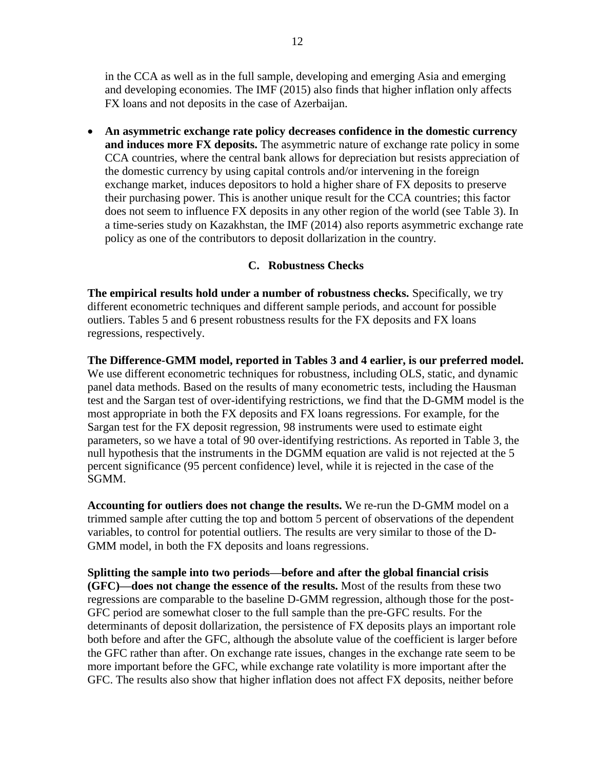in the CCA as well as in the full sample, developing and emerging Asia and emerging and developing economies. The IMF (2015) also finds that higher inflation only affects FX loans and not deposits in the case of Azerbaijan.

- **An asymmetric exchange rate policy decreases confidence in the domestic currency and induces more FX deposits.** The asymmetric nature of exchange rate policy in some CCA countries, where the central bank allows for depreciation but resists appreciation of the domestic currency by using capital controls and/or intervening in the foreign exchange market, induces depositors to hold a higher share of FX deposits to preserve their purchasing power. This is another unique result for the CCA countries; this factor does not seem to influence FX deposits in any other region of the world (see Table 3). In a time-series study on Kazakhstan, the IMF (2014) also reports asymmetric exchange rate policy as one of the contributors to deposit dollarization in the country.

### C. Robustness Checks

**The empirical results hold under a number of robustness checks.** Specifically, we try different econometric techniques and different sample periods, and account for possible outliers. Tables 5 and 6 present robustness results for the FX deposits and FX loans regressions, respectively.

**The Difference-GMM model, reported in Tables 3 and 4 earlier, is our preferred model.** We use different econometric techniques for robustness, including OLS, static, and dynamic panel data methods. Based on the results of many econometric tests, including the Hausman test and the Sargan test of over-identifying restrictions, we find that the D-GMM model is the most appropriate in both the FX deposits and FX loans regressions. For example, for the Sargan test for the FX deposit regression, 98 instruments were used to estimate eight parameters, so we have a total of 90 over-identifying restrictions. As reported in Table 3, the null hypothesis that the instruments in the DGMM equation are valid is not rejected at the 5 percent significance (95 percent confidence) level, while it is rejected in the case of the SGMM.

**Accounting for outliers does not change the results.** We re-run the D-GMM model on a trimmed sample after cutting the top and bottom 5 percent of observations of the dependent variables, to control for potential outliers. The results are very similar to those of the D-GMM model, in both the FX deposits and loans regressions.

**Splitting the sample into two periods—before and after the global financial crisis (GFC)—does not change the essence of the results.** Most of the results from these two regressions are comparable to the baseline D-GMM regression, although those for the post-GFC period are somewhat closer to the full sample than the pre-GFC results. For the determinants of deposit dollarization, the persistence of FX deposits plays an important role both before and after the GFC, although the absolute value of the coefficient is larger before the GFC rather than after. On exchange rate issues, changes in the exchange rate seem to be more important before the GFC, while exchange rate volatility is more important after the GFC. The results also show that higher inflation does not affect FX deposits, neither before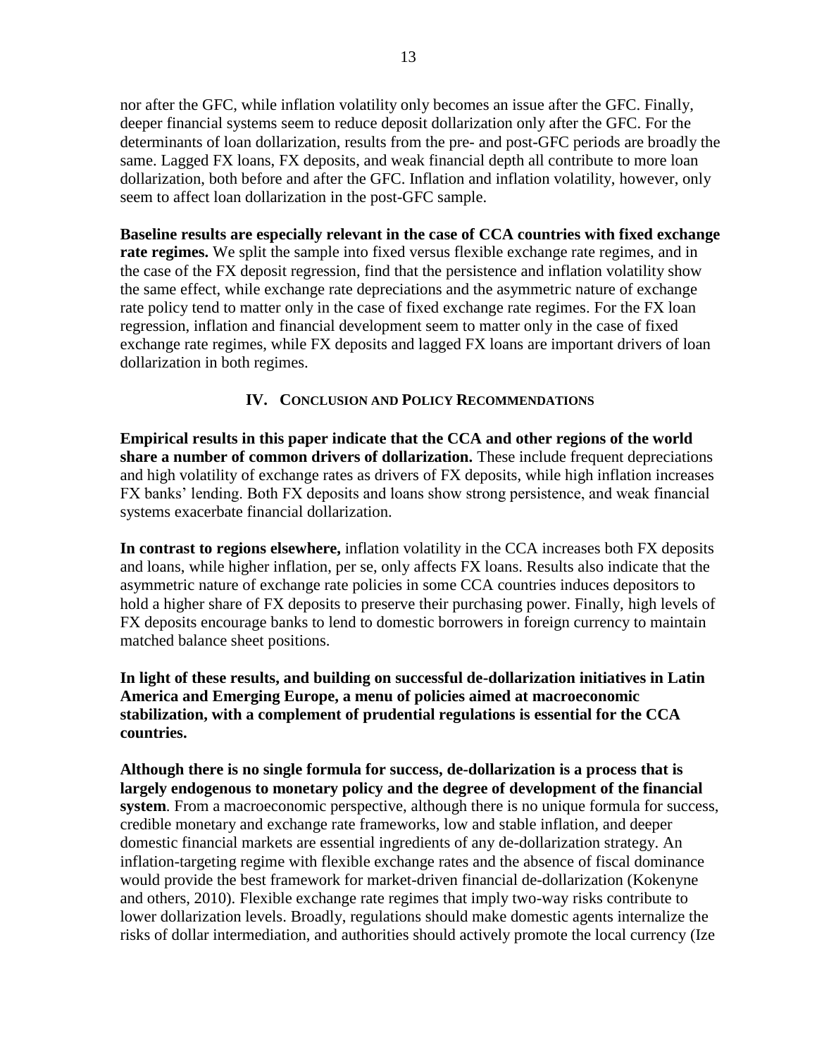nor after the GFC, while inflation volatility only becomes an issue after the GFC. Finally, deeper financial systems seem to reduce deposit dollarization only after the GFC. For the determinants of loan dollarization, results from the pre- and post-GFC periods are broadly the same. Lagged FX loans, FX deposits, and weak financial depth all contribute to more loan dollarization, both before and after the GFC. Inflation and inflation volatility, however, only seem to affect loan dollarization in the post-GFC sample.

**Baseline results are especially relevant in the case of CCA countries with fixed exchange rate regimes.** We split the sample into fixed versus flexible exchange rate regimes, and in the case of the FX deposit regression, find that the persistence and inflation volatility show the same effect, while exchange rate depreciations and the asymmetric nature of exchange rate policy tend to matter only in the case of fixed exchange rate regimes. For the FX loan regression, inflation and financial development seem to matter only in the case of fixed exchange rate regimes, while FX deposits and lagged FX loans are important drivers of loan dollarization in both regimes.

## IV. Conclusion and Policy Recommendations

**Empirical results in this paper indicate that the CCA and other regions of the world share a number of common drivers of dollarization.** These include frequent depreciations and high volatility of exchange rates as drivers of FX deposits, while high inflation increases FX banks' lending. Both FX deposits and loans show strong persistence, and weak financial systems exacerbate financial dollarization.

**In contrast to regions elsewhere,** inflation volatility in the CCA increases both FX deposits and loans, while higher inflation, per se, only affects FX loans. Results also indicate that the asymmetric nature of exchange rate policies in some CCA countries induces depositors to hold a higher share of FX deposits to preserve their purchasing power. Finally, high levels of FX deposits encourage banks to lend to domestic borrowers in foreign currency to maintain matched balance sheet positions.

**In light of these results, and building on successful de-dollarization initiatives in Latin America and Emerging Europe, a menu of policies aimed at macroeconomic stabilization, with a complement of prudential regulations is essential for the CCA countries.**

**Although there is no single formula for success, de-dollarization is a process that is largely endogenous to monetary policy and the degree of development of the financial system**. From a macroeconomic perspective, although there is no unique formula for success, credible monetary and exchange rate frameworks, low and stable inflation, and deeper domestic financial markets are essential ingredients of any de-dollarization strategy. An inflation-targeting regime with flexible exchange rates and the absence of fiscal dominance would provide the best framework for market-driven financial de-dollarization (Kokenyne and others, 2010). Flexible exchange rate regimes that imply two-way risks contribute to lower dollarization levels. Broadly, regulations should make domestic agents internalize the risks of dollar intermediation, and authorities should actively promote the local currency (Ize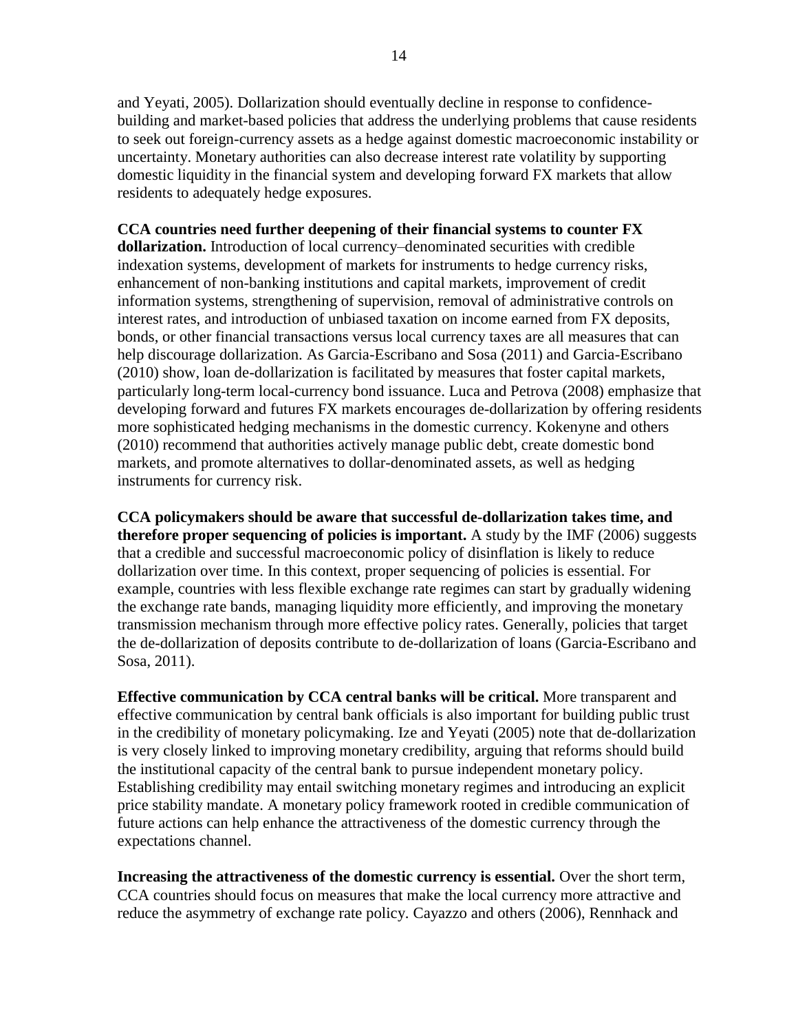and Yeyati, 2005). Dollarization should eventually decline in response to confidence-building and market-based policies that address the underlying problems that cause residents to seek out foreign-currency assets as a hedge against domestic macroeconomic instability or uncertainty. Monetary authorities can also decrease interest rate volatility by supporting domestic liquidity in the financial system and developing forward FX markets that allow residents to adequately hedge exposures.

**CCA countries need further deepening of their financial systems to counter FX dollarization.** Introduction of local currency–denominated securities with credible indexation systems, development of markets for instruments to hedge currency risks, enhancement of non-banking institutions and capital markets, improvement of credit information systems, strengthening of supervision, removal of administrative controls on interest rates, and introduction of unbiased taxation on income earned from FX deposits, bonds, or other financial transactions versus local currency taxes are all measures that can help discourage dollarization. As Garcia-Escribano and Sosa (2011) and Garcia-Escribano (2010) show, loan de-dollarization is facilitated by measures that foster capital markets, particularly long-term local-currency bond issuance. Luca and Petrova (2008) emphasize that developing forward and futures FX markets encourages de-dollarization by offering residents more sophisticated hedging mechanisms in the domestic currency. Kokenyne and others (2010) recommend that authorities actively manage public debt, create domestic bond markets, and promote alternatives to dollar-denominated assets, as well as hedging instruments for currency risk.

**CCA policymakers should be aware that successful de-dollarization takes time, and therefore proper sequencing of policies is important.** A study by the IMF (2006) suggests that a credible and successful macroeconomic policy of disinflation is likely to reduce dollarization over time. In this context, proper sequencing of policies is essential. For example, countries with less flexible exchange rate regimes can start by gradually widening the exchange rate bands, managing liquidity more efficiently, and improving the monetary transmission mechanism through more effective policy rates. Generally, policies that target the de-dollarization of deposits contribute to de-dollarization of loans (Garcia-Escribano and Sosa, 2011).

**Effective communication by CCA central banks will be critical.** More transparent and effective communication by central bank officials is also important for building public trust in the credibility of monetary policymaking. Ize and Yeyati (2005) note that de-dollarization is very closely linked to improving monetary credibility, arguing that reforms should build the institutional capacity of the central bank to pursue independent monetary policy. Establishing credibility may entail switching monetary regimes and introducing an explicit price stability mandate. A monetary policy framework rooted in credible communication of future actions can help enhance the attractiveness of the domestic currency through the expectations channel.

**Increasing the attractiveness of the domestic currency is essential.** Over the short term, CCA countries should focus on measures that make the local currency more attractive and reduce the asymmetry of exchange rate policy. Cayazzo and others (2006), Rennhack and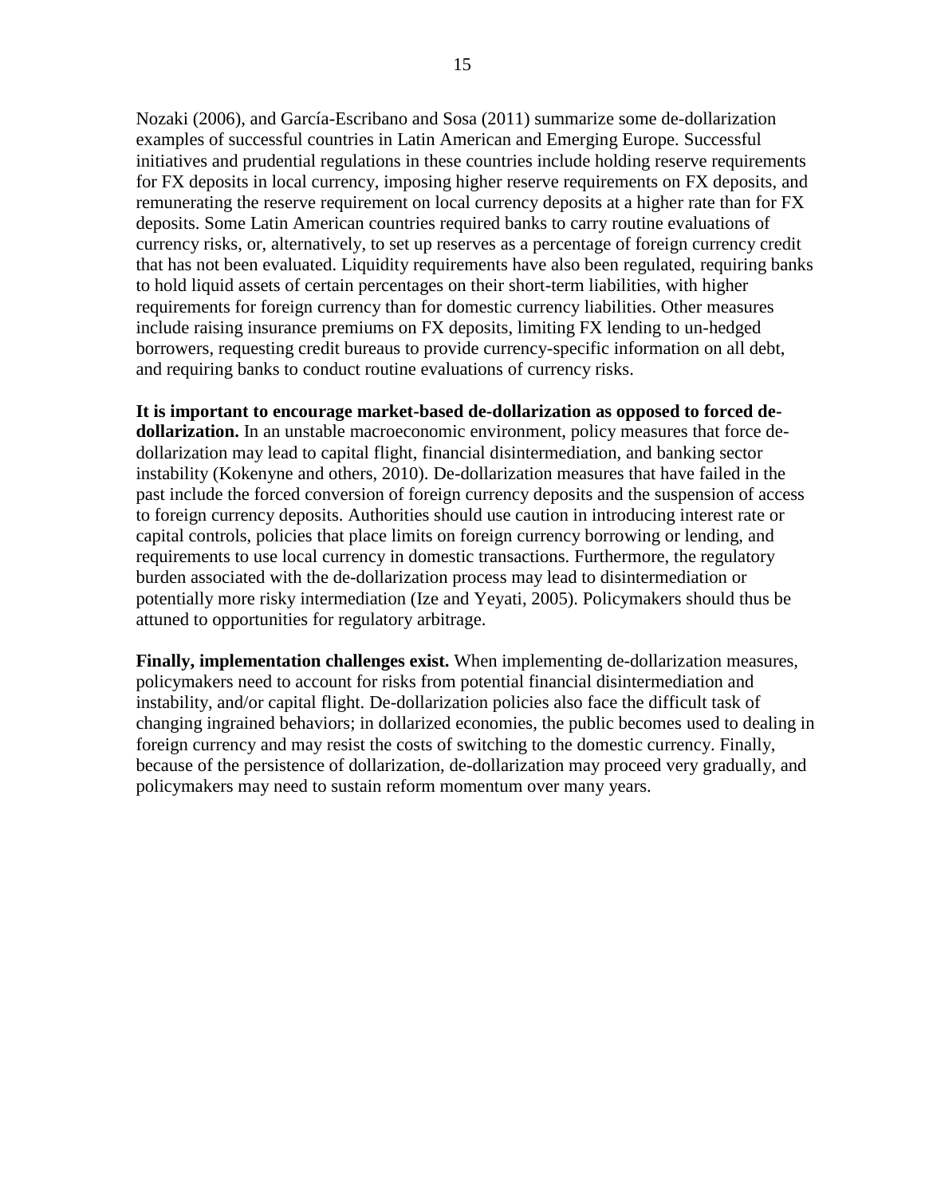Nozaki (2006), and García-Escribano and Sosa (2011) summarize some de-dollarization examples of successful countries in Latin American and Emerging Europe. Successful initiatives and prudential regulations in these countries include holding reserve requirements for FX deposits in local currency, imposing higher reserve requirements on FX deposits, and remunerating the reserve requirement on local currency deposits at a higher rate than for FX deposits. Some Latin American countries required banks to carry routine evaluations of currency risks, or, alternatively, to set up reserves as a percentage of foreign currency credit that has not been evaluated. Liquidity requirements have also been regulated, requiring banks to hold liquid assets of certain percentages on their short-term liabilities, with higher requirements for foreign currency than for domestic currency liabilities. Other measures include raising insurance premiums on FX deposits, limiting FX lending to un-hedged borrowers, requesting credit bureaus to provide currency-specific information on all debt, and requiring banks to conduct routine evaluations of currency risks.

**It is important to encourage market-based de-dollarization as opposed to forced de-dollarization.** In an unstable macroeconomic environment, policy measures that force de-dollarization may lead to capital flight, financial disintermediation, and banking sector instability (Kokenyne and others, 2010). De-dollarization measures that have failed in the past include the forced conversion of foreign currency deposits and the suspension of access to foreign currency deposits. Authorities should use caution in introducing interest rate or capital controls, policies that place limits on foreign currency borrowing or lending, and requirements to use local currency in domestic transactions. Furthermore, the regulatory burden associated with the de-dollarization process may lead to disintermediation or potentially more risky intermediation (Ize and Yeyati, 2005). Policymakers should thus be attuned to opportunities for regulatory arbitrage.

**Finally, implementation challenges exist.** When implementing de-dollarization measures, policymakers need to account for risks from potential financial disintermediation and instability, and/or capital flight. De-dollarization policies also face the difficult task of changing ingrained behaviors; in dollarized economies, the public becomes used to dealing in foreign currency and may resist the costs of switching to the domestic currency. Finally, because of the persistence of dollarization, de-dollarization may proceed very gradually, and policymakers may need to sustain reform momentum over many years.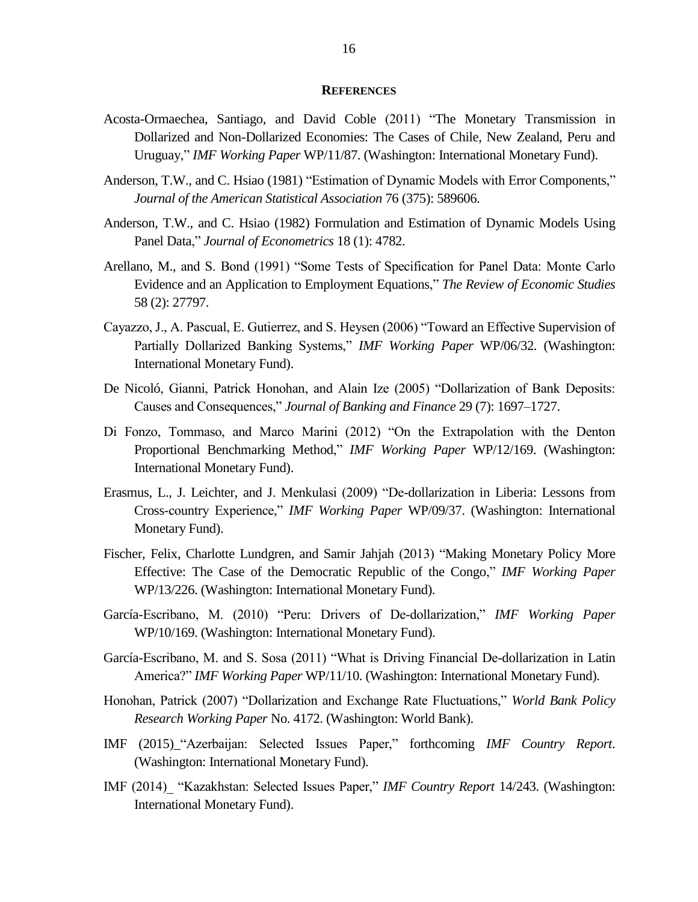## REFERENCES

Acosta-Ormaechea, Santiago, and David Coble (2011) "The Monetary Transmission in Dollarized and Non-Dollarized Economies: The Cases of Chile, New Zealand, Peru and Uruguay," *IMF Working Paper* WP/11/87. (Washington: International Monetary Fund).

Anderson, T.W., and C. Hsiao (1981) "Estimation of Dynamic Models with Error Components," *Journal of the American Statistical Association* 76 (375): 589606.

Anderson, T.W., and C. Hsiao (1982) Formulation and Estimation of Dynamic Models Using Panel Data," *Journal of Econometrics* 18 (1): 4782.

Arellano, M., and S. Bond (1991) "Some Tests of Specification for Panel Data: Monte Carlo Evidence and an Application to Employment Equations," *The Review of Economic Studies* 58 (2): 27797.

Cayazzo, J., A. Pascual, E. Gutierrez, and S. Heysen (2006) "Toward an Effective Supervision of Partially Dollarized Banking Systems," *IMF Working Paper* WP/06/32. (Washington: International Monetary Fund).

De Nicoló, Gianni, Patrick Honohan, and Alain Ize (2005) "Dollarization of Bank Deposits: Causes and Consequences," *Journal of Banking and Finance* 29 (7): 1697–1727.

Di Fonzo, Tommaso, and Marco Marini (2012) "On the Extrapolation with the Denton Proportional Benchmarking Method," *IMF Working Paper* WP/12/169. (Washington: International Monetary Fund).

Erasmus, L., J. Leichter, and J. Menkulasi (2009) "De-dollarization in Liberia: Lessons from Cross-country Experience," *IMF Working Paper* WP/09/37. (Washington: International Monetary Fund).

Fischer, Felix, Charlotte Lundgren, and Samir Jahjah (2013) "Making Monetary Policy More Effective: The Case of the Democratic Republic of the Congo," *IMF Working Paper* WP/13/226. (Washington: International Monetary Fund).

García-Escribano, M. (2010) "Peru: Drivers of De-dollarization," *IMF Working Paper* WP/10/169. (Washington: International Monetary Fund).

García-Escribano, M. and S. Sosa (2011) "What is Driving Financial De-dollarization in Latin America?" *IMF Working Paper* WP/11/10. (Washington: International Monetary Fund).

Honohan, Patrick (2007) "Dollarization and Exchange Rate Fluctuations," *World Bank Policy Research Working Paper* No. 4172. (Washington: World Bank).

IMF (2015)_"Azerbaijan: Selected Issues Paper," forthcoming *IMF Country Report*. (Washington: International Monetary Fund).

IMF (2014)_ "Kazakhstan: Selected Issues Paper," *IMF Country Report* 14/243. (Washington: International Monetary Fund).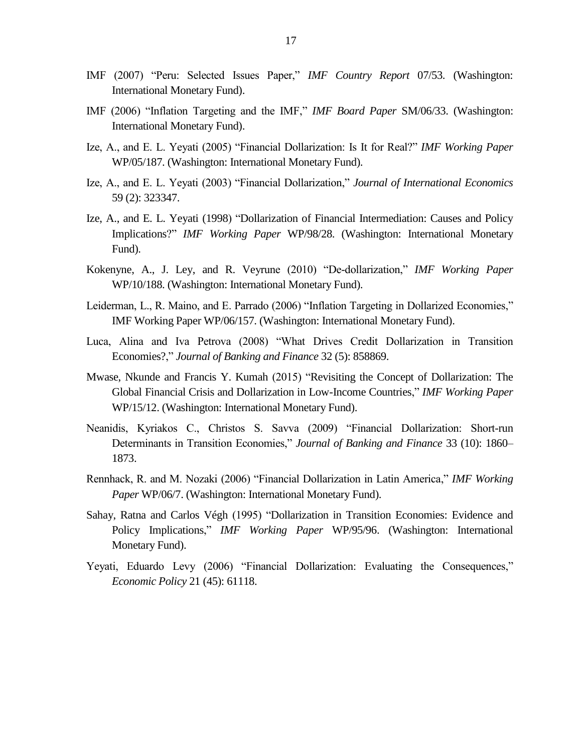IMF (2007) "Peru: Selected Issues Paper," *IMF Country Report* 07/53. (Washington: International Monetary Fund).

IMF (2006) "Inflation Targeting and the IMF," *IMF Board Paper* SM/06/33. (Washington: International Monetary Fund).

Ize, A., and E. L. Yeyati (2005) "Financial Dollarization: Is It for Real?" *IMF Working Paper* WP/05/187. (Washington: International Monetary Fund).

Ize, A., and E. L. Yeyati (2003) "Financial Dollarization," *Journal of International Economics* 59 (2): 323347.

Ize, A., and E. L. Yeyati (1998) "Dollarization of Financial Intermediation: Causes and Policy Implications?" *IMF Working Paper* WP/98/28. (Washington: International Monetary Fund).

Kokenyne, A., J. Ley, and R. Veyrune (2010) "De-dollarization," *IMF Working Paper* WP/10/188. (Washington: International Monetary Fund).

Leiderman, L., R. Maino, and E. Parrado (2006) "Inflation Targeting in Dollarized Economies," IMF Working Paper WP/06/157. (Washington: International Monetary Fund).

Luca, Alina and Iva Petrova (2008) "What Drives Credit Dollarization in Transition Economies?," *Journal of Banking and Finance* 32 (5): 858869.

Mwase, Nkunde and Francis Y. Kumah (2015) "Revisiting the Concept of Dollarization: The Global Financial Crisis and Dollarization in Low-Income Countries," *IMF Working Paper* WP/15/12. (Washington: International Monetary Fund).

Neanidis, Kyriakos C., Christos S. Savva (2009) "Financial Dollarization: Short-run Determinants in Transition Economies," *Journal of Banking and Finance* 33 (10): 1860–1873.

Rennhack, R. and M. Nozaki (2006) "Financial Dollarization in Latin America," *IMF Working Paper* WP/06/7. (Washington: International Monetary Fund).

Sahay, Ratna and Carlos Végh (1995) "Dollarization in Transition Economies: Evidence and Policy Implications," *IMF Working Paper* WP/95/96. (Washington: International Monetary Fund).

Yeyati, Eduardo Levy (2006) "Financial Dollarization: Evaluating the Consequences," *Economic Policy* 21 (45): 61118.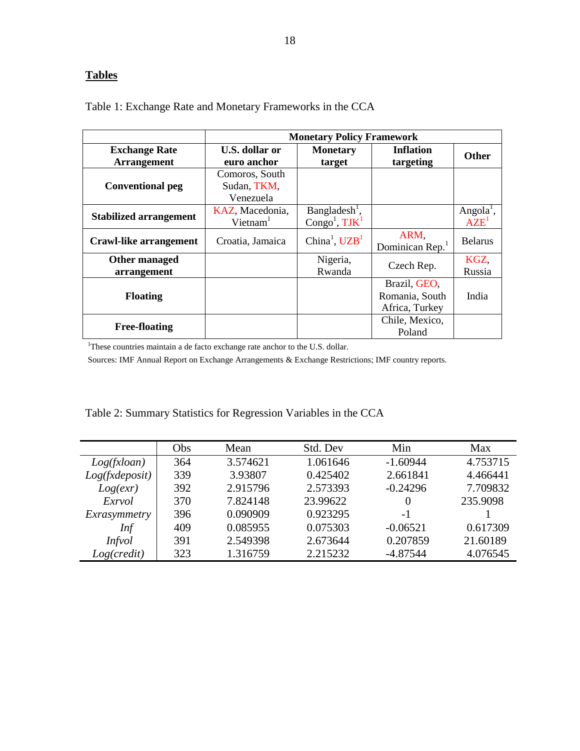## Tables

Table 1: Exchange Rate and Monetary Frameworks in the CCA

| | Monetary Policy Framework | | | |
|---|---|---|---|---|
| **Exchange Rate Arrangement** | **U.S. dollar or euro anchor** | **Monetary target** | **Inflation targeting** | **Other** |
| **Conventional peg** | Comoros, South Sudan, TKM, Venezuela | | | |
| **Stabilized arrangement** | KAZ, Macedonia, Vietnam[1] | Bangladesh[1], Congo[1], TJK[1] | | Angola[1], AZE[1] |
| **Crawl-like arrangement** | Croatia, Jamaica | China[1], UZB[1] | ARM, Dominican Rep.[1] | Belarus |
| **Other managed arrangement** | | Nigeria, Rwanda | Czech Rep. | KGZ, Russia |
| **Floating** | | | Brazil, GEO, Romania, South Africa, Turkey | India |
| **Free-floating** | | | Chile, Mexico, Poland | |

[1]These countries maintain a de facto exchange rate anchor to the U.S. dollar.

Sources: IMF Annual Report on Exchange Arrangements & Exchange Restrictions; IMF country reports.

Table 2: Summary Statistics for Regression Variables in the CCA

| | Obs | Mean | Std. Dev | Min | Max |
|---|---|---|---|---|---|
| *Log(fxloan)* | 364 | 3.574621 | 1.061646 | -1.60944 | 4.753715 |
| *Log(fxdeposit)* | 339 | 3.93807 | 0.425402 | 2.661841 | 4.466441 |
| *Log(exr)* | 392 | 2.915796 | 2.573393 | -0.24296 | 7.709832 |
| *Exrvol* | 370 | 7.824148 | 23.99622 | 0 | 235.9098 |
| *Exrasymmetry* | 396 | 0.090909 | 0.923295 | -1 | 1 |
| *Inf* | 409 | 0.085955 | 0.075303 | -0.06521 | 0.617309 |
| *Infvol* | 391 | 2.549398 | 2.673644 | 0.207859 | 21.60189 |
| *Log(credit)* | 323 | 1.316759 | 2.215232 | -4.87544 | 4.076545 |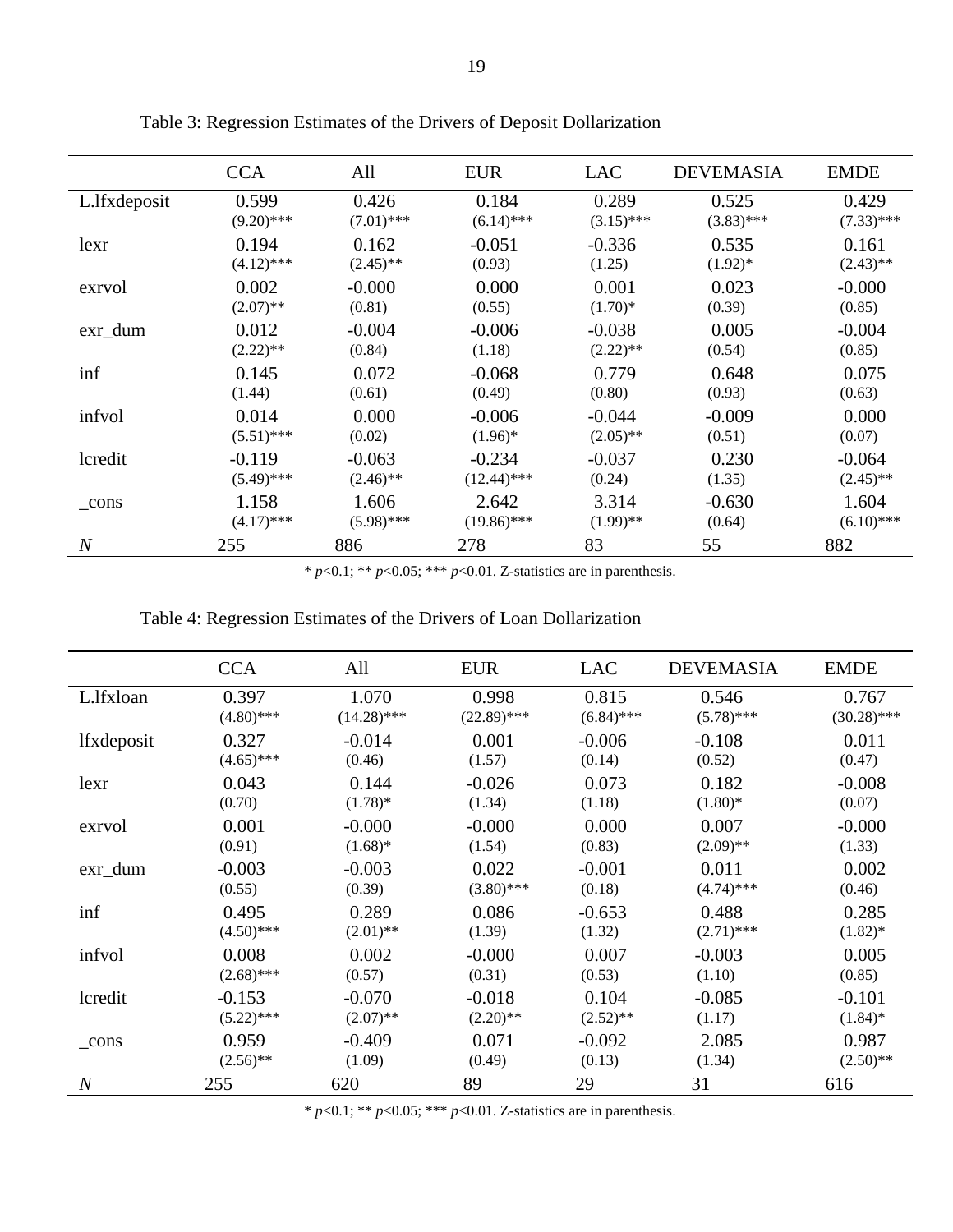Table 3: Regression Estimates of the Drivers of Deposit Dollarization

| | CCA | All | EUR | LAC | DEVEMASIA | EMDE |
|---|---|---|---|---|---|---|
| L.lfxdeposit | 0.599 | 0.426 | 0.184 | 0.289 | 0.525 | 0.429 |
| | (9.20)*** | (7.01)*** | (6.14)*** | (3.15)*** | (3.83)*** | (7.33)*** |
| lexr | 0.194 | 0.162 | -0.051 | -0.336 | 0.535 | 0.161 |
| | (4.12)*** | (2.45)** | (0.93) | (1.25) | (1.92)* | (2.43)** |
| exrvol | 0.002 | -0.000 | 0.000 | 0.001 | 0.023 | -0.000 |
| | (2.07)** | (0.81) | (0.55) | (1.70)* | (0.39) | (0.85) |
| exr_dum | 0.012 | -0.004 | -0.006 | -0.038 | 0.005 | -0.004 |
| | (2.22)** | (0.84) | (1.18) | (2.22)** | (0.54) | (0.85) |
| inf | 0.145 | 0.072 | -0.068 | 0.779 | 0.648 | 0.075 |
| | (1.44) | (0.61) | (0.49) | (0.80) | (0.93) | (0.63) |
| infvol | 0.014 | 0.000 | -0.006 | -0.044 | -0.009 | 0.000 |
| | (5.51)*** | (0.02) | (1.96)* | (2.05)** | (0.51) | (0.07) |
| lcredit | -0.119 | -0.063 | -0.234 | -0.037 | 0.230 | -0.064 |
| | (5.49)*** | (2.46)** | (12.44)*** | (0.24) | (1.35) | (2.45)** |
| _cons | 1.158 | 1.606 | 2.642 | 3.314 | -0.630 | 1.604 |
| | (4.17)*** | (5.98)*** | (19.86)*** | (1.99)** | (0.64) | (6.10)*** |
| *N* | 255 | 886 | 278 | 83 | 55 | 882 |

* $p<0.1$; ** $p<0.05$; *** $p<0.01$. Z-statistics are in parenthesis.

Table 4: Regression Estimates of the Drivers of Loan Dollarization

| | CCA | All | EUR | LAC | DEVEMASIA | EMDE |
|---|---|---|---|---|---|---|
| L.lfxloan | 0.397 | 1.070 | 0.998 | 0.815 | 0.546 | 0.767 |
| | (4.80)*** | (14.28)*** | (22.89)*** | (6.84)*** | (5.78)*** | (30.28)*** |
| lfxdeposit | 0.327 | -0.014 | 0.001 | -0.006 | -0.108 | 0.011 |
| | (4.65)*** | (0.46) | (1.57) | (0.14) | (0.52) | (0.47) |
| lexr | 0.043 | 0.144 | -0.026 | 0.073 | 0.182 | -0.008 |
| | (0.70) | (1.78)* | (1.34) | (1.18) | (1.80)* | (0.07) |
| exrvol | 0.001 | -0.000 | -0.000 | 0.000 | 0.007 | -0.000 |
| | (0.91) | (1.68)* | (1.54) | (0.83) | (2.09)** | (1.33) |
| exr_dum | -0.003 | -0.003 | 0.022 | -0.001 | 0.011 | 0.002 |
| | (0.55) | (0.39) | (3.80)*** | (0.18) | (4.74)*** | (0.46) |
| inf | 0.495 | 0.289 | 0.086 | -0.653 | 0.488 | 0.285 |
| | (4.50)*** | (2.01)** | (1.39) | (1.32) | (2.71)*** | (1.82)* |
| infvol | 0.008 | 0.002 | -0.000 | 0.007 | -0.003 | 0.005 |
| | (2.68)*** | (0.57) | (0.31) | (0.53) | (1.10) | (0.85) |
| lcredit | -0.153 | -0.070 | -0.018 | 0.104 | -0.085 | -0.101 |
| | (5.22)*** | (2.07)** | (2.20)** | (2.52)** | (1.17) | (1.84)* |
| _cons | 0.959 | -0.409 | 0.071 | -0.092 | 2.085 | 0.987 |
| | (2.56)** | (1.09) | (0.49) | (0.13) | (1.34) | (2.50)** |
| *N* | 255 | 620 | 89 | 29 | 31 | 616 |

* $p<0.1$; ** $p<0.05$; *** $p<0.01$. Z-statistics are in parenthesis.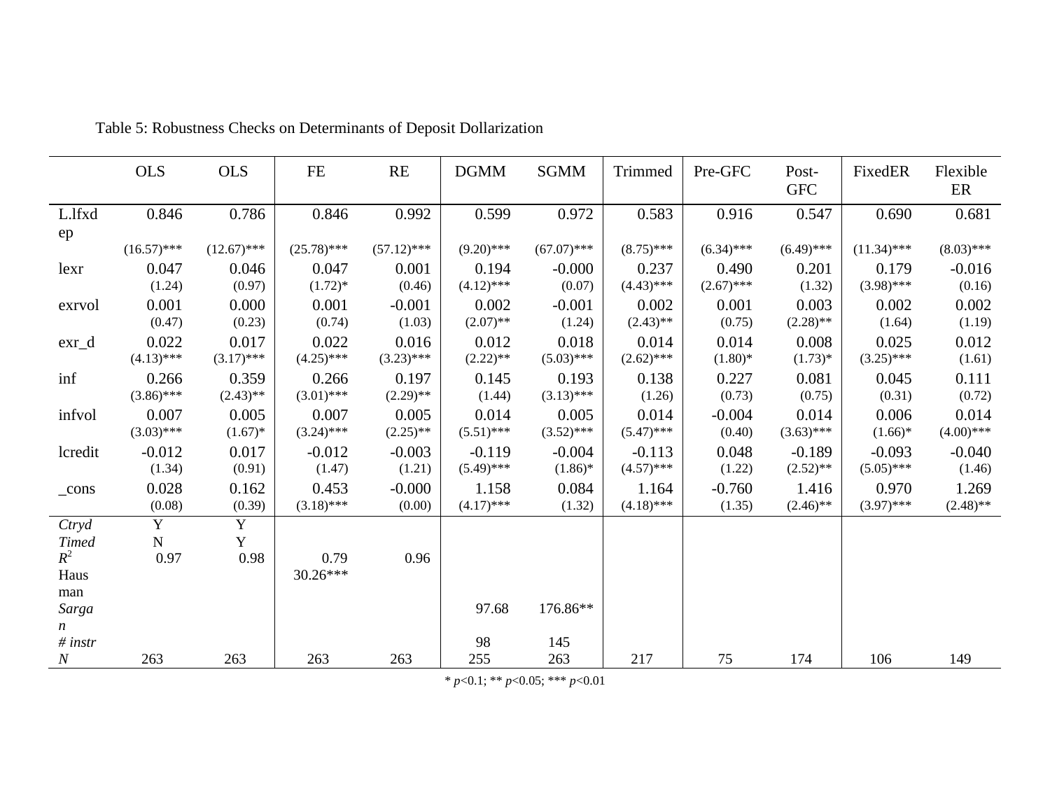Table 5: Robustness Checks on Determinants of Deposit Dollarization

| | OLS | OLS | FE | RE | DGMM | SGMM | Trimmed | Pre-GFC | Post-GFC | FixedER | Flexible ER |
|---|---|---|---|---|---|---|---|---|---|---|---|
| L.lfxdep | 0.846 | 0.786 | 0.846 | 0.992 | 0.599 | 0.972 | 0.583 | 0.916 | 0.547 | 0.690 | 0.681 |
| | (16.57)*** | (12.67)*** | (25.78)*** | (57.12)*** | (9.20)*** | (67.07)*** | (8.75)*** | (6.34)*** | (6.49)*** | (11.34)*** | (8.03)*** |
| lexr | 0.047 | 0.046 | 0.047 | 0.001 | 0.194 | -0.000 | 0.237 | 0.490 | 0.201 | 0.179 | -0.016 |
| | (1.24) | (0.97) | (1.72)* | (0.46) | (4.12)*** | (0.07) | (4.43)*** | (2.67)*** | (1.32) | (3.98)*** | (0.16) |
| exrvol | 0.001 | 0.000 | 0.001 | -0.001 | 0.002 | -0.001 | 0.002 | 0.001 | 0.003 | 0.002 | 0.002 |
| | (0.47) | (0.23) | (0.74) | (1.03) | (2.07)** | (1.24) | (2.43)** | (0.75) | (2.28)** | (1.64) | (1.19) |
| exr_d | 0.022 | 0.017 | 0.022 | 0.016 | 0.012 | 0.018 | 0.014 | 0.014 | 0.008 | 0.025 | 0.012 |
| | (4.13)*** | (3.17)*** | (4.25)*** | (3.23)*** | (2.22)** | (5.03)*** | (2.62)*** | (1.80)* | (1.73)* | (3.25)*** | (1.61) |
| inf | 0.266 | 0.359 | 0.266 | 0.197 | 0.145 | 0.193 | 0.138 | 0.227 | 0.081 | 0.045 | 0.111 |
| | (3.86)*** | (2.43)** | (3.01)*** | (2.29)** | (1.44) | (3.13)*** | (1.26) | (0.73) | (0.75) | (0.31) | (0.72) |
| infvol | 0.007 | 0.005 | 0.007 | 0.005 | 0.014 | 0.005 | 0.014 | -0.004 | 0.014 | 0.006 | 0.014 |
| | (3.03)*** | (1.67)* | (3.24)*** | (2.25)** | (5.51)*** | (3.52)*** | (5.47)*** | (0.40) | (3.63)*** | (1.66)* | (4.00)*** |
| lcredit | -0.012 | 0.017 | -0.012 | -0.003 | -0.119 | -0.004 | -0.113 | 0.048 | -0.189 | -0.093 | -0.040 |
| | (1.34) | (0.91) | (1.47) | (1.21) | (5.49)*** | (1.86)* | (4.57)*** | (1.22) | (2.52)** | (5.05)*** | (1.46) |
| _cons | 0.028 | 0.162 | 0.453 | -0.000 | 1.158 | 0.084 | 1.164 | -0.760 | 1.416 | 0.970 | 1.269 |
| | (0.08) | (0.39) | (3.18)*** | (0.00) | (4.17)*** | (1.32) | (4.18)*** | (1.35) | (2.46)** | (3.97)*** | (2.48)** |
| *Ctryd* | Y | Y | | | | | | | | | |
| *Timed* | N | Y | | | | | | | | | |
| $R^2$ | 0.97 | 0.98 | 0.79 | 0.96 | | | | | | | |
| Hausman | | | 30.26*** | | | | | | | | |
| *Sargan* | | | | | 97.68 | 176.86** | | | | | |
| *# instr* | | | | | 98 | 145 | | | | | |
| *N* | 263 | 263 | 263 | 263 | 255 | 263 | 217 | 75 | 174 | 106 | 149 |

* $p<0.1$; ** $p<0.05$; *** $p<0.01$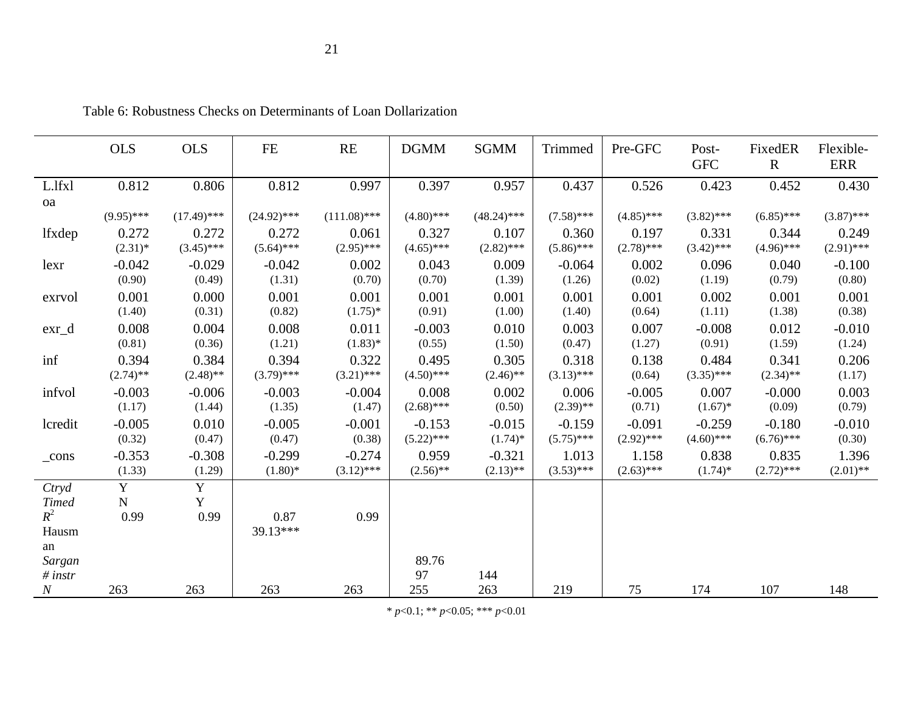Table 6: Robustness Checks on Determinants of Loan Dollarization

| | OLS | OLS | FE | RE | DGMM | SGMM | Trimmed | Pre-GFC | Post-GFC | FixedERR | Flexible-ERR |
|---|---|---|---|---|---|---|---|---|---|---|---|
| L.lfxloa | 0.812 | 0.806 | 0.812 | 0.997 | 0.397 | 0.957 | 0.437 | 0.526 | 0.423 | 0.452 | 0.430 |
| | (9.95)*** | (17.49)*** | (24.92)*** | (111.08)*** | (4.80)*** | (48.24)*** | (7.58)*** | (4.85)*** | (3.82)*** | (6.85)*** | (3.87)*** |
| lfxdep | 0.272 | 0.272 | 0.272 | 0.061 | 0.327 | 0.107 | 0.360 | 0.197 | 0.331 | 0.344 | 0.249 |
| | (2.31)* | (3.45)*** | (5.64)*** | (2.95)*** | (4.65)*** | (2.82)*** | (5.86)*** | (2.78)*** | (3.42)*** | (4.96)*** | (2.91)*** |
| lexr | -0.042 | -0.029 | -0.042 | 0.002 | 0.043 | 0.009 | -0.064 | 0.002 | 0.096 | 0.040 | -0.100 |
| | (0.90) | (0.49) | (1.31) | (0.70) | (0.70) | (1.39) | (1.26) | (0.02) | (1.19) | (0.79) | (0.80) |
| exrvol | 0.001 | 0.000 | 0.001 | 0.001 | 0.001 | 0.001 | 0.001 | 0.001 | 0.002 | 0.001 | 0.001 |
| | (1.40) | (0.31) | (0.82) | (1.75)* | (0.91) | (1.00) | (1.40) | (0.64) | (1.11) | (1.38) | (0.38) |
| exr_d | 0.008 | 0.004 | 0.008 | 0.011 | -0.003 | 0.010 | 0.003 | 0.007 | -0.008 | 0.012 | -0.010 |
| | (0.81) | (0.36) | (1.21) | (1.83)* | (0.55) | (1.50) | (0.47) | (1.27) | (0.91) | (1.59) | (1.24) |
| inf | 0.394 | 0.384 | 0.394 | 0.322 | 0.495 | 0.305 | 0.318 | 0.138 | 0.484 | 0.341 | 0.206 |
| | (2.74)** | (2.48)** | (3.79)*** | (3.21)*** | (4.50)*** | (2.46)** | (3.13)*** | (0.64) | (3.35)*** | (2.34)** | (1.17) |
| infvol | -0.003 | -0.006 | -0.003 | -0.004 | 0.008 | 0.002 | 0.006 | -0.005 | 0.007 | -0.000 | 0.003 |
| | (1.17) | (1.44) | (1.35) | (1.47) | (2.68)*** | (0.50) | (2.39)** | (0.71) | (1.67)* | (0.09) | (0.79) |
| lcredit | -0.005 | 0.010 | -0.005 | -0.001 | -0.153 | -0.015 | -0.159 | -0.091 | -0.259 | -0.180 | -0.010 |
| | (0.32) | (0.47) | (0.47) | (0.38) | (5.22)*** | (1.74)* | (5.75)*** | (2.92)*** | (4.60)*** | (6.76)*** | (0.30) |
| _cons | -0.353 | -0.308 | -0.299 | -0.274 | 0.959 | -0.321 | 1.013 | 1.158 | 0.838 | 0.835 | 1.396 |
| | (1.33) | (1.29) | (1.80)* | (3.12)*** | (2.56)** | (2.13)** | (3.53)*** | (2.63)*** | (1.74)* | (2.72)*** | (2.01)** |
| *Ctryd* | Y | Y | | | | | | | | | |
| *Timed* | N | Y | | | | | | | | | |
| $R^2$ | 0.99 | 0.99 | 0.87 | 0.99 | | | | | | | |
| Hausman | | | 39.13*** | | | | | | | | |
| *Sargan* | | | | | 89.76 | | | | | | |
| *# instr* | | | | | 97 | 144 | | | | | |
| *N* | 263 | 263 | 263 | 263 | 255 | 263 | 219 | 75 | 174 | 107 | 148 |

\* *p*<0.1; \*\* *p*<0.05; \*\*\* *p*<0.01